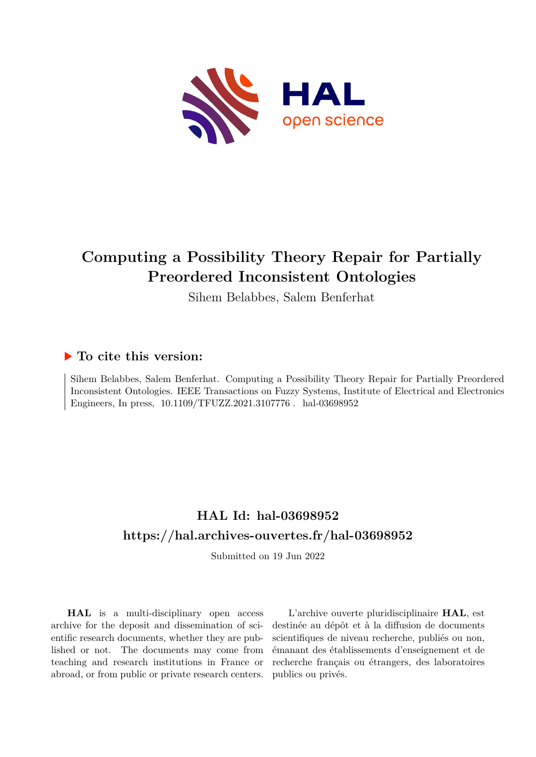# Computing a Possibility Theory Repair for Partially Preordered Inconsistent Ontologies

Sihem Belabbes, Salem Benferhat

## ▶ To cite this version:

Sihem Belabbes, Salem Benferhat. Computing a Possibility Theory Repair for Partially Preordered Inconsistent Ontologies. IEEE Transactions on Fuzzy Systems, Institute of Electrical and Electronics Engineers, In press, 10.1109/TFUZZ.2021.3107776 . hal-03698952

## HAL Id: hal-03698952

## https://hal.archives-ouvertes.fr/hal-03698952

Submitted on 19 Jun 2022

**HAL** is a multi-disciplinary open access archive for the deposit and dissemination of scientific research documents, whether they are published or not. The documents may come from teaching and research institutions in France or abroad, or from public or private research centers.

L'archive ouverte pluridisciplinaire **HAL**, est destinée au dépôt et à la diffusion de documents scientifiques de niveau recherche, publiés ou non, émanant des établissements d'enseignement et de recherche français ou étrangers, des laboratoires publics ou privés.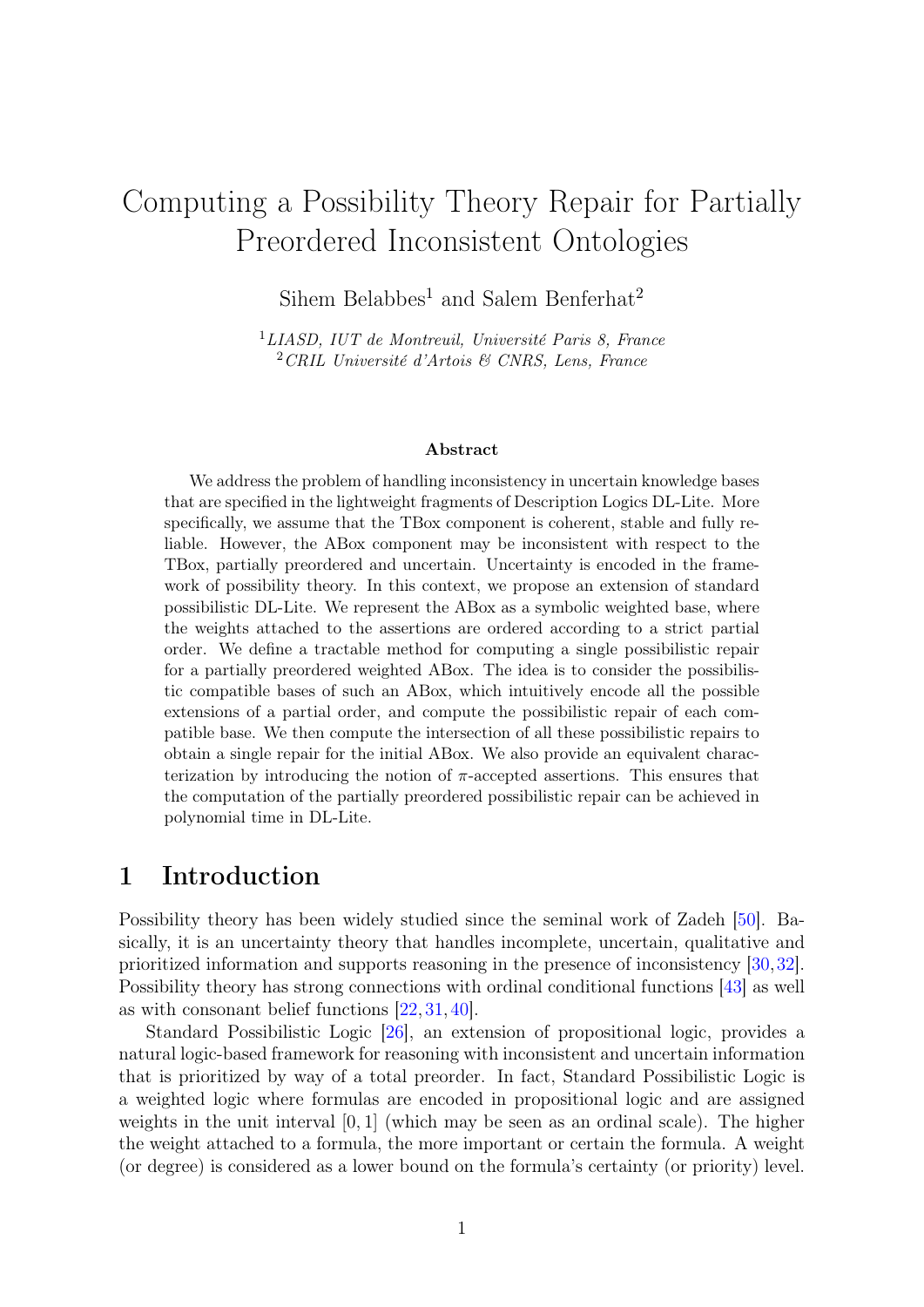# Computing a Possibility Theory Repair for Partially Preordered Inconsistent Ontologies

Sihem Belabbes[1] and Salem Benferhat[2]

[1]*LIASD, IUT de Montreuil, Université Paris 8, France*
[2]*CRIL Université d'Artois & CNRS, Lens, France*

**Abstract**

We address the problem of handling inconsistency in uncertain knowledge bases that are specified in the lightweight fragments of Description Logics DL-Lite. More specifically, we assume that the TBox component is coherent, stable and fully reliable. However, the ABox component may be inconsistent with respect to the TBox, partially preordered and uncertain. Uncertainty is encoded in the framework of possibility theory. In this context, we propose an extension of standard possibilistic DL-Lite. We represent the ABox as a symbolic weighted base, where the weights attached to the assertions are ordered according to a strict partial order. We define a tractable method for computing a single possibilistic repair for a partially preordered weighted ABox. The idea is to consider the possibilistic compatible bases of such an ABox, which intuitively encode all the possible extensions of a partial order, and compute the possibilistic repair of each compatible base. We then compute the intersection of all these possibilistic repairs to obtain a single repair for the initial ABox. We also provide an equivalent characterization by introducing the notion of $\pi$-accepted assertions. This ensures that the computation of the partially preordered possibilistic repair can be achieved in polynomial time in DL-Lite.

## 1 Introduction

Possibility theory has been widely studied since the seminal work of Zadeh [50]. Basically, it is an uncertainty theory that handles incomplete, uncertain, qualitative and prioritized information and supports reasoning in the presence of inconsistency [30, 32]. Possibility theory has strong connections with ordinal conditional functions [43] as well as with consonant belief functions [22, 31, 40].

Standard Possibilistic Logic [26], an extension of propositional logic, provides a natural logic-based framework for reasoning with inconsistent and uncertain information that is prioritized by way of a total preorder. In fact, Standard Possibilistic Logic is a weighted logic where formulas are encoded in propositional logic and are assigned weights in the unit interval $[0, 1]$ (which may be seen as an ordinal scale). The higher the weight attached to a formula, the more important or certain the formula. A weight (or degree) is considered as a lower bound on the formula's certainty (or priority) level.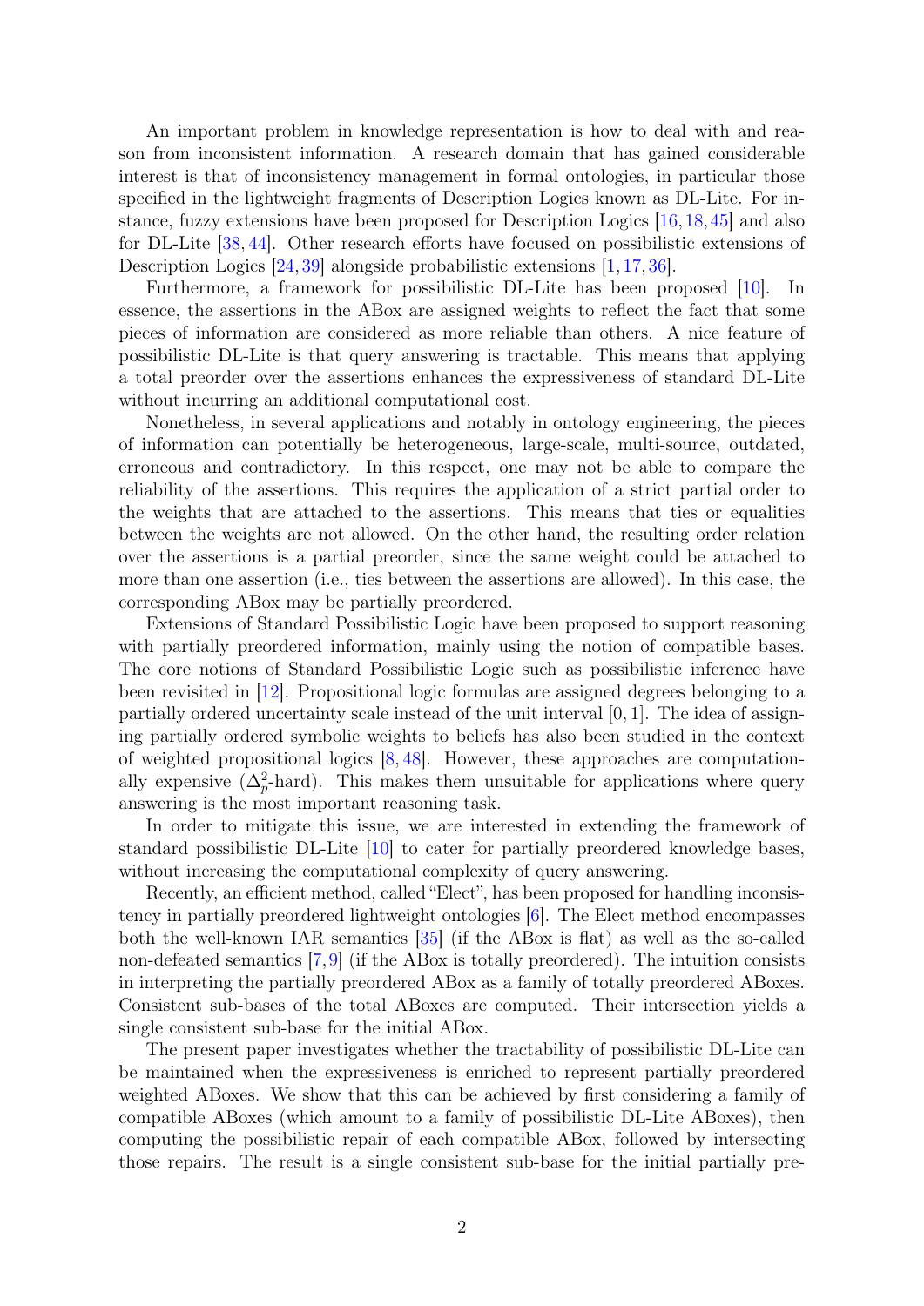An important problem in knowledge representation is how to deal with and reason from inconsistent information. A research domain that has gained considerable interest is that of inconsistency management in formal ontologies, in particular those specified in the lightweight fragments of Description Logics known as DL-Lite. For instance, fuzzy extensions have been proposed for Description Logics [16, 18, 45] and also for DL-Lite [38, 44]. Other research efforts have focused on possibilistic extensions of Description Logics [24, 39] alongside probabilistic extensions [1, 17, 36].

Furthermore, a framework for possibilistic DL-Lite has been proposed [10]. In essence, the assertions in the ABox are assigned weights to reflect the fact that some pieces of information are considered as more reliable than others. A nice feature of possibilistic DL-Lite is that query answering is tractable. This means that applying a total preorder over the assertions enhances the expressiveness of standard DL-Lite without incurring an additional computational cost.

Nonetheless, in several applications and notably in ontology engineering, the pieces of information can potentially be heterogeneous, large-scale, multi-source, outdated, erroneous and contradictory. In this respect, one may not be able to compare the reliability of the assertions. This requires the application of a strict partial order to the weights that are attached to the assertions. This means that ties or equalities between the weights are not allowed. On the other hand, the resulting order relation over the assertions is a partial preorder, since the same weight could be attached to more than one assertion (i.e., ties between the assertions are allowed). In this case, the corresponding ABox may be partially preordered.

Extensions of Standard Possibilistic Logic have been proposed to support reasoning with partially preordered information, mainly using the notion of compatible bases. The core notions of Standard Possibilistic Logic such as possibilistic inference have been revisited in [12]. Propositional logic formulas are assigned degrees belonging to a partially ordered uncertainty scale instead of the unit interval $[0, 1]$. The idea of assigning partially ordered symbolic weights to beliefs has also been studied in the context of weighted propositional logics [8, 48]. However, these approaches are computationally expensive ($\Delta_p^2$-hard). This makes them unsuitable for applications where query answering is the most important reasoning task.

In order to mitigate this issue, we are interested in extending the framework of standard possibilistic DL-Lite [10] to cater for partially preordered knowledge bases, without increasing the computational complexity of query answering.

Recently, an efficient method, called "Elect", has been proposed for handling inconsistency in partially preordered lightweight ontologies [6]. The Elect method encompasses both the well-known IAR semantics [35] (if the ABox is flat) as well as the so-called non-defeated semantics [7, 9] (if the ABox is totally preordered). The intuition consists in interpreting the partially preordered ABox as a family of totally preordered ABoxes. Consistent sub-bases of the total ABoxes are computed. Their intersection yields a single consistent sub-base for the initial ABox.

The present paper investigates whether the tractability of possibilistic DL-Lite can be maintained when the expressiveness is enriched to represent partially preordered weighted ABoxes. We show that this can be achieved by first considering a family of compatible ABoxes (which amount to a family of possibilistic DL-Lite ABoxes), then computing the possibilistic repair of each compatible ABox, followed by intersecting those repairs. The result is a single consistent sub-base for the initial partially pre-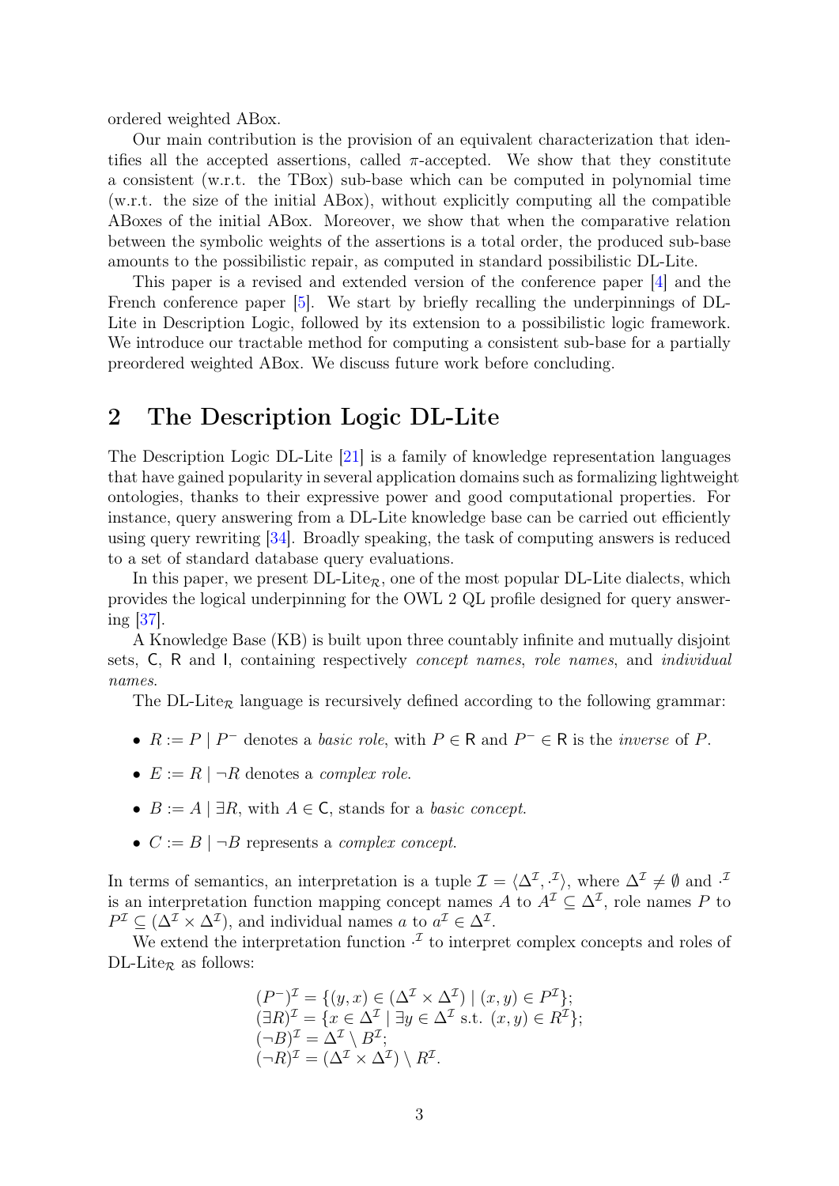ordered weighted ABox.

Our main contribution is the provision of an equivalent characterization that identifies all the accepted assertions, called $\pi$-accepted. We show that they constitute a consistent (w.r.t. the TBox) sub-base which can be computed in polynomial time (w.r.t. the size of the initial ABox), without explicitly computing all the compatible ABoxes of the initial ABox. Moreover, we show that when the comparative relation between the symbolic weights of the assertions is a total order, the produced sub-base amounts to the possibilistic repair, as computed in standard possibilistic DL-Lite.

This paper is a revised and extended version of the conference paper [4] and the French conference paper [5]. We start by briefly recalling the underpinnings of DL-Lite in Description Logic, followed by its extension to a possibilistic logic framework. We introduce our tractable method for computing a consistent sub-base for a partially preordered weighted ABox. We discuss future work before concluding.

## 2 The Description Logic DL-Lite

The Description Logic DL-Lite [21] is a family of knowledge representation languages that have gained popularity in several application domains such as formalizing lightweight ontologies, thanks to their expressive power and good computational properties. For instance, query answering from a DL-Lite knowledge base can be carried out efficiently using query rewriting [34]. Broadly speaking, the task of computing answers is reduced to a set of standard database query evaluations.

In this paper, we present DL-Lite$_\mathcal{R}$, one of the most popular DL-Lite dialects, which provides the logical underpinning for the OWL 2 QL profile designed for query answering [37].

A Knowledge Base (KB) is built upon three countably infinite and mutually disjoint sets, $\mathsf{C}$, $\mathsf{R}$ and $\mathsf{I}$, containing respectively *concept names*, *role names*, and *individual names*.

The DL-Lite$_\mathcal{R}$ language is recursively defined according to the following grammar:

- $R := P \mid P^-$ denotes a *basic role*, with $P \in \mathsf{R}$ and $P^- \in \mathsf{R}$ is the *inverse* of $P$.
- $E := R \mid \neg R$ denotes a *complex role*.
- $B := A \mid \exists R$, with $A \in \mathsf{C}$, stands for a *basic concept*.
- $C := B \mid \neg B$ represents a *complex concept*.

In terms of semantics, an interpretation is a tuple $\mathcal{I} = \langle \Delta^\mathcal{I}, \cdot^\mathcal{I} \rangle$, where $\Delta^\mathcal{I} \neq \emptyset$ and $\cdot^\mathcal{I}$ is an interpretation function mapping concept names $A$ to $A^\mathcal{I} \subseteq \Delta^\mathcal{I}$, role names $P$ to $P^\mathcal{I} \subseteq (\Delta^\mathcal{I} \times \Delta^\mathcal{I})$, and individual names $a$ to $a^\mathcal{I} \in \Delta^\mathcal{I}$.

We extend the interpretation function $\cdot^\mathcal{I}$ to interpret complex concepts and roles of DL-Lite$_\mathcal{R}$ as follows:

$$
\begin{aligned}
&(P^-)^\mathcal{I} = \{(y, x) \in (\Delta^\mathcal{I} \times \Delta^\mathcal{I}) \mid (x, y) \in P^\mathcal{I}\};\\
&(\exists R)^\mathcal{I} = \{x \in \Delta^\mathcal{I} \mid \exists y \in \Delta^\mathcal{I} \text{ s.t. } (x, y) \in R^\mathcal{I}\};\\
&(\neg B)^\mathcal{I} = \Delta^\mathcal{I} \setminus B^\mathcal{I};\\
&(\neg R)^\mathcal{I} = (\Delta^\mathcal{I} \times \Delta^\mathcal{I}) \setminus R^\mathcal{I}.
\end{aligned}
$$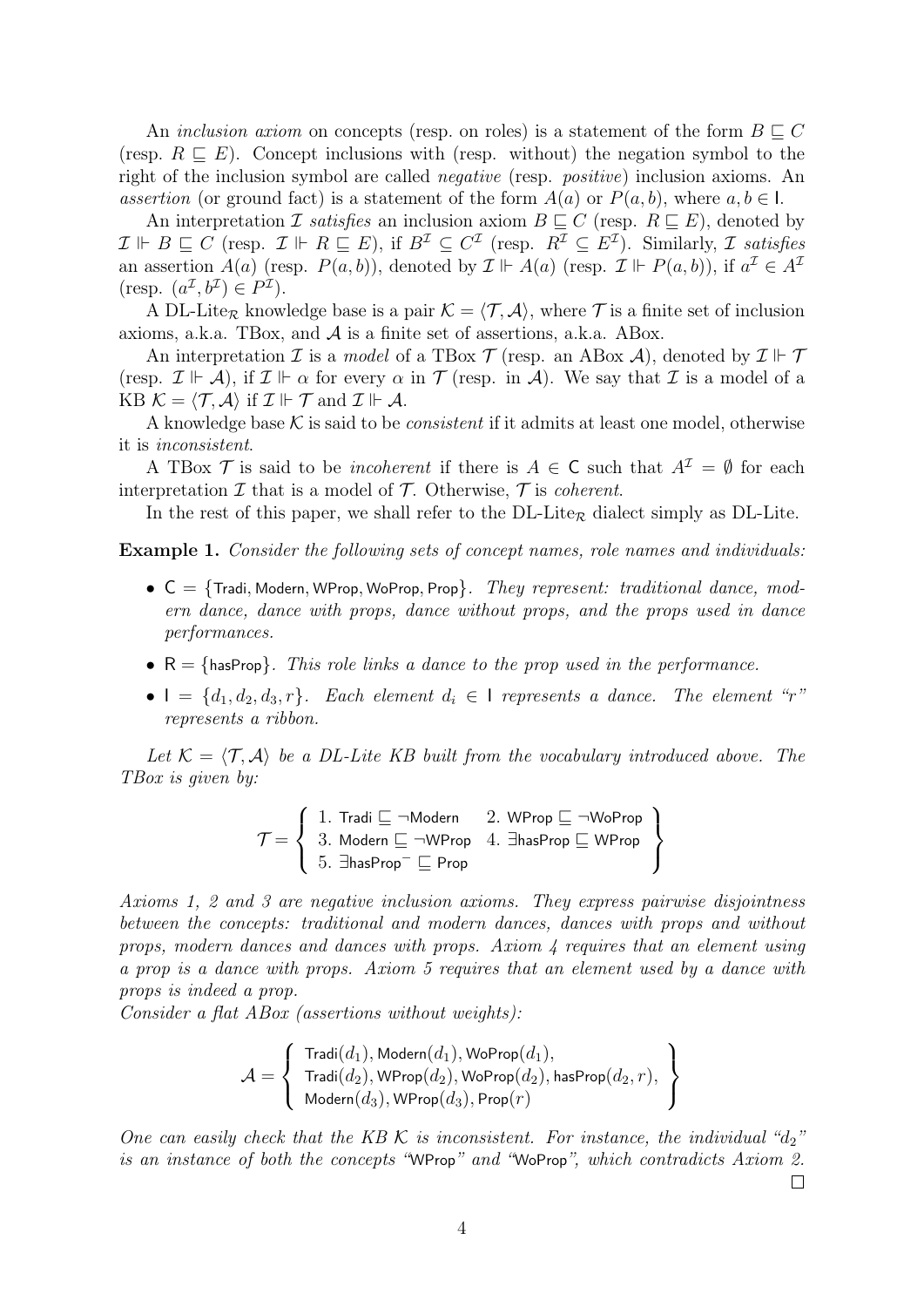An *inclusion axiom* on concepts (resp. on roles) is a statement of the form $B \sqsubseteq C$ (resp. $R \sqsubseteq E$). Concept inclusions with (resp. without) the negation symbol to the right of the inclusion symbol are called *negative* (resp. *positive*) inclusion axioms. An *assertion* (or ground fact) is a statement of the form $A(a)$ or $P(a, b)$, where $a, b \in \mathsf{I}$.

An interpretation $\mathcal{I}$ *satisfies* an inclusion axiom $B \sqsubseteq C$ (resp. $R \sqsubseteq E$), denoted by $\mathcal{I} \Vdash B \sqsubseteq C$ (resp. $\mathcal{I} \Vdash R \sqsubseteq E$), if $B^{\mathcal{I}} \subseteq C^{\mathcal{I}}$ (resp. $R^{\mathcal{I}} \subseteq E^{\mathcal{I}}$). Similarly, $\mathcal{I}$ *satisfies* an assertion $A(a)$ (resp. $P(a, b)$), denoted by $\mathcal{I} \Vdash A(a)$ (resp. $\mathcal{I} \Vdash P(a, b)$), if $a^{\mathcal{I}} \in A^{\mathcal{I}}$ (resp. $(a^{\mathcal{I}}, b^{\mathcal{I}}) \in P^{\mathcal{I}}$).

A DL-Lite$_{\mathcal{R}}$ knowledge base is a pair $\mathcal{K} = \langle \mathcal{T}, \mathcal{A} \rangle$, where $\mathcal{T}$ is a finite set of inclusion axioms, a.k.a. TBox, and $\mathcal{A}$ is a finite set of assertions, a.k.a. ABox.

An interpretation $\mathcal{I}$ is a *model* of a TBox $\mathcal{T}$ (resp. an ABox $\mathcal{A}$), denoted by $\mathcal{I} \Vdash \mathcal{T}$ (resp. $\mathcal{I} \Vdash \mathcal{A}$), if $\mathcal{I} \Vdash \alpha$ for every $\alpha$ in $\mathcal{T}$ (resp. in $\mathcal{A}$). We say that $\mathcal{I}$ is a model of a KB $\mathcal{K} = \langle \mathcal{T}, \mathcal{A} \rangle$ if $\mathcal{I} \Vdash \mathcal{T}$ and $\mathcal{I} \Vdash \mathcal{A}$.

A knowledge base $\mathcal{K}$ is said to be *consistent* if it admits at least one model, otherwise it is *inconsistent*.

A TBox $\mathcal{T}$ is said to be *incoherent* if there is $A \in \mathsf{C}$ such that $A^{\mathcal{I}} = \emptyset$ for each interpretation $\mathcal{I}$ that is a model of $\mathcal{T}$. Otherwise, $\mathcal{T}$ is *coherent*.

In the rest of this paper, we shall refer to the DL-Lite$_{\mathcal{R}}$ dialect simply as DL-Lite.

**Example 1.** *Consider the following sets of concept names, role names and individuals:*

- $\mathsf{C} = \{\mathsf{Tradi}, \mathsf{Modern}, \mathsf{WProp}, \mathsf{WoProp}, \mathsf{Prop}\}$. *They represent: traditional dance, modern dance, dance with props, dance without props, and the props used in dance performances.*
- $\mathsf{R} = \{\mathsf{hasProp}\}$. *This role links a dance to the prop used in the performance.*
- $\mathsf{I} = \{d_1, d_2, d_3, r\}$. *Each element $d_i \in \mathsf{I}$ represents a dance. The element "$r$" represents a ribbon.*

*Let $\mathcal{K} = \langle \mathcal{T}, \mathcal{A} \rangle$ be a DL-Lite KB built from the vocabulary introduced above. The TBox is given by:*

$$\mathcal{T} = \left\{ \begin{array}{ll} 1.\ \mathsf{Tradi} \sqsubseteq \neg\mathsf{Modern} & 2.\ \mathsf{WProp} \sqsubseteq \neg\mathsf{WoProp} \\ 3.\ \mathsf{Modern} \sqsubseteq \neg\mathsf{WProp} & 4.\ \exists\mathsf{hasProp} \sqsubseteq \mathsf{WProp} \\ 5.\ \exists\mathsf{hasProp}^{-} \sqsubseteq \mathsf{Prop} & \end{array} \right\}$$

*Axioms 1, 2 and 3 are negative inclusion axioms. They express pairwise disjointness between the concepts: traditional and modern dances, dances with props and without props, modern dances and dances with props. Axiom 4 requires that an element using a prop is a dance with props. Axiom 5 requires that an element used by a dance with props is indeed a prop.*
*Consider a flat ABox (assertions without weights):*

$$\mathcal{A} = \left\{ \begin{array}{l} \mathsf{Tradi}(d_1), \mathsf{Modern}(d_1), \mathsf{WoProp}(d_1), \\ \mathsf{Tradi}(d_2), \mathsf{WProp}(d_2), \mathsf{WoProp}(d_2), \mathsf{hasProp}(d_2, r), \\ \mathsf{Modern}(d_3), \mathsf{WProp}(d_3), \mathsf{Prop}(r) \end{array} \right\}$$

*One can easily check that the KB $\mathcal{K}$ is inconsistent. For instance, the individual "$d_2$" is an instance of both the concepts "*WProp*" and "*WoProp*", which contradicts Axiom 2.* □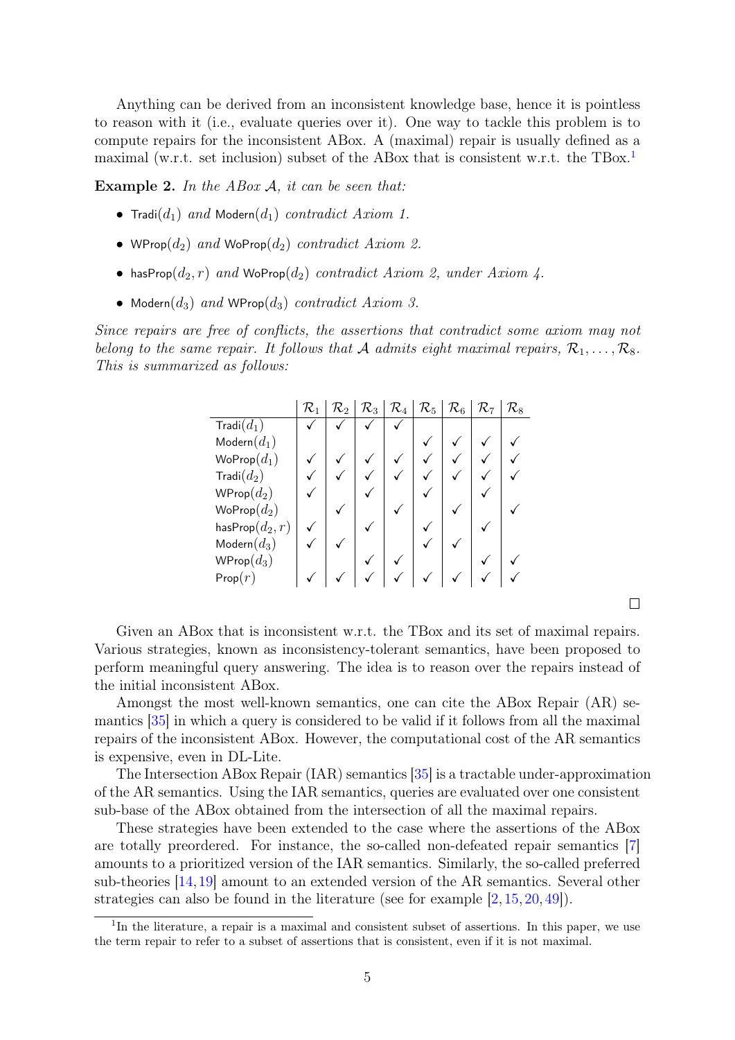Anything can be derived from an inconsistent knowledge base, hence it is pointless to reason with it (i.e., evaluate queries over it). One way to tackle this problem is to compute repairs for the inconsistent ABox. A (maximal) repair is usually defined as a maximal (w.r.t. set inclusion) subset of the ABox that is consistent w.r.t. the TBox.[1]

**Example 2.** *In the ABox $\mathcal{A}$, it can be seen that:*

- $\mathsf{Tradi}(d_1)$ *and* $\mathsf{Modern}(d_1)$ *contradict Axiom 1.*
- $\mathsf{WProp}(d_2)$ *and* $\mathsf{WoProp}(d_2)$ *contradict Axiom 2.*
- $\mathsf{hasProp}(d_2, r)$ *and* $\mathsf{WoProp}(d_2)$ *contradict Axiom 2, under Axiom 4.*
- $\mathsf{Modern}(d_3)$ *and* $\mathsf{WProp}(d_3)$ *contradict Axiom 3.*

*Since repairs are free of conflicts, the assertions that contradict some axiom may not belong to the same repair. It follows that $\mathcal{A}$ admits eight maximal repairs, $\mathcal{R}_1, \ldots, \mathcal{R}_8$. This is summarized as follows:*

| | $\mathcal{R}_1$ | $\mathcal{R}_2$ | $\mathcal{R}_3$ | $\mathcal{R}_4$ | $\mathcal{R}_5$ | $\mathcal{R}_6$ | $\mathcal{R}_7$ | $\mathcal{R}_8$ |
|---|---|---|---|---|---|---|---|---|
| $\mathsf{Tradi}(d_1)$ | ✓ | ✓ | ✓ | ✓ | | | | |
| $\mathsf{Modern}(d_1)$ | | | | | ✓ | ✓ | ✓ | ✓ |
| $\mathsf{WoProp}(d_1)$ | ✓ | ✓ | ✓ | ✓ | ✓ | ✓ | ✓ | ✓ |
| $\mathsf{Tradi}(d_2)$ | ✓ | ✓ | ✓ | ✓ | ✓ | ✓ | ✓ | ✓ |
| $\mathsf{WProp}(d_2)$ | ✓ | | ✓ | | ✓ | | ✓ | |
| $\mathsf{WoProp}(d_2)$ | | ✓ | | ✓ | | ✓ | | ✓ |
| $\mathsf{hasProp}(d_2, r)$ | ✓ | | ✓ | | ✓ | | ✓ | |
| $\mathsf{Modern}(d_3)$ | ✓ | ✓ | | | ✓ | ✓ | | |
| $\mathsf{WProp}(d_3)$ | | | ✓ | ✓ | | | ✓ | ✓ |
| $\mathsf{Prop}(r)$ | ✓ | ✓ | ✓ | ✓ | ✓ | ✓ | ✓ | ✓ |

□

Given an ABox that is inconsistent w.r.t. the TBox and its set of maximal repairs. Various strategies, known as inconsistency-tolerant semantics, have been proposed to perform meaningful query answering. The idea is to reason over the repairs instead of the initial inconsistent ABox.

Amongst the most well-known semantics, one can cite the ABox Repair (AR) semantics [35] in which a query is considered to be valid if it follows from all the maximal repairs of the inconsistent ABox. However, the computational cost of the AR semantics is expensive, even in DL-Lite.

The Intersection ABox Repair (IAR) semantics [35] is a tractable under-approximation of the AR semantics. Using the IAR semantics, queries are evaluated over one consistent sub-base of the ABox obtained from the intersection of all the maximal repairs.

These strategies have been extended to the case where the assertions of the ABox are totally preordered. For instance, the so-called non-defeated repair semantics [7] amounts to a prioritized version of the IAR semantics. Similarly, the so-called preferred sub-theories [14, 19] amount to an extended version of the AR semantics. Several other strategies can also be found in the literature (see for example [2, 15, 20, 49]).

[1] In the literature, a repair is a maximal and consistent subset of assertions. In this paper, we use the term repair to refer to a subset of assertions that is consistent, even if it is not maximal.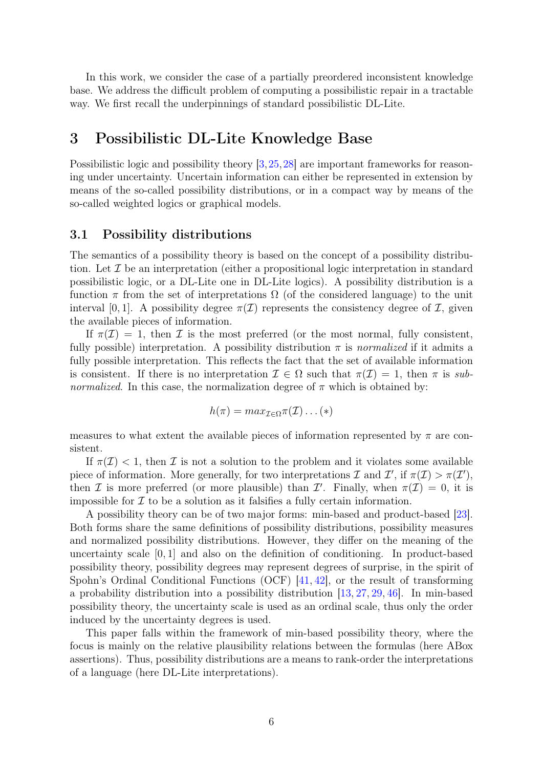In this work, we consider the case of a partially preordered inconsistent knowledge base. We address the difficult problem of computing a possibilistic repair in a tractable way. We first recall the underpinnings of standard possibilistic DL-Lite.

# 3 Possibilistic DL-Lite Knowledge Base

Possibilistic logic and possibility theory [3, 25, 28] are important frameworks for reasoning under uncertainty. Uncertain information can either be represented in extension by means of the so-called possibility distributions, or in a compact way by means of the so-called weighted logics or graphical models.

## 3.1 Possibility distributions

The semantics of a possibility theory is based on the concept of a possibility distribution. Let $\mathcal{I}$ be an interpretation (either a propositional logic interpretation in standard possibilistic logic, or a DL-Lite one in DL-Lite logics). A possibility distribution is a function $\pi$ from the set of interpretations $\Omega$ (of the considered language) to the unit interval $[0, 1]$. A possibility degree $\pi(\mathcal{I})$ represents the consistency degree of $\mathcal{I}$, given the available pieces of information.

If $\pi(\mathcal{I}) = 1$, then $\mathcal{I}$ is the most preferred (or the most normal, fully consistent, fully possible) interpretation. A possibility distribution $\pi$ is *normalized* if it admits a fully possible interpretation. This reflects the fact that the set of available information is consistent. If there is no interpretation $\mathcal{I} \in \Omega$ such that $\pi(\mathcal{I}) = 1$, then $\pi$ is *sub-normalized*. In this case, the normalization degree of $\pi$ which is obtained by:

$$h(\pi) = max_{\mathcal{I} \in \Omega} \pi(\mathcal{I}) \ldots (*)$$

measures to what extent the available pieces of information represented by $\pi$ are consistent.

If $\pi(\mathcal{I}) < 1$, then $\mathcal{I}$ is not a solution to the problem and it violates some available piece of information. More generally, for two interpretations $\mathcal{I}$ and $\mathcal{I}'$, if $\pi(\mathcal{I}) > \pi(\mathcal{I}')$, then $\mathcal{I}$ is more preferred (or more plausible) than $\mathcal{I}'$. Finally, when $\pi(\mathcal{I}) = 0$, it is impossible for $\mathcal{I}$ to be a solution as it falsifies a fully certain information.

A possibility theory can be of two major forms: min-based and product-based [23]. Both forms share the same definitions of possibility distributions, possibility measures and normalized possibility distributions. However, they differ on the meaning of the uncertainty scale $[0, 1]$ and also on the definition of conditioning. In product-based possibility theory, possibility degrees may represent degrees of surprise, in the spirit of Spohn's Ordinal Conditional Functions (OCF) [41, 42], or the result of transforming a probability distribution into a possibility distribution [13, 27, 29, 46]. In min-based possibility theory, the uncertainty scale is used as an ordinal scale, thus only the order induced by the uncertainty degrees is used.

This paper falls within the framework of min-based possibility theory, where the focus is mainly on the relative plausibility relations between the formulas (here ABox assertions). Thus, possibility distributions are a means to rank-order the interpretations of a language (here DL-Lite interpretations).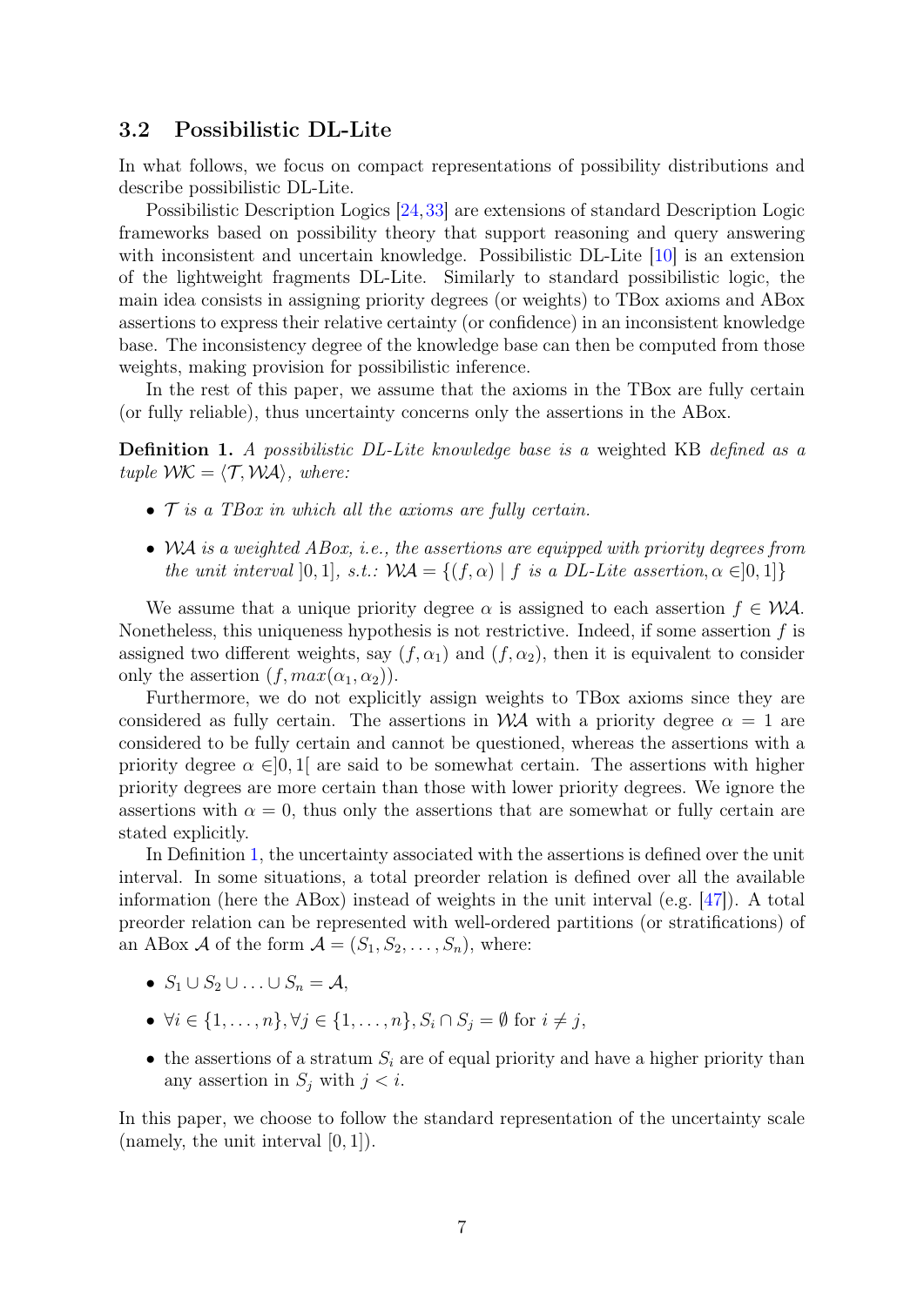### 3.2 Possibilistic DL-Lite

In what follows, we focus on compact representations of possibility distributions and describe possibilistic DL-Lite.

Possibilistic Description Logics [24, 33] are extensions of standard Description Logic frameworks based on possibility theory that support reasoning and query answering with inconsistent and uncertain knowledge. Possibilistic DL-Lite [10] is an extension of the lightweight fragments DL-Lite. Similarly to standard possibilistic logic, the main idea consists in assigning priority degrees (or weights) to TBox axioms and ABox assertions to express their relative certainty (or confidence) in an inconsistent knowledge base. The inconsistency degree of the knowledge base can then be computed from those weights, making provision for possibilistic inference.

In the rest of this paper, we assume that the axioms in the TBox are fully certain (or fully reliable), thus uncertainty concerns only the assertions in the ABox.

**Definition 1.** *A possibilistic DL-Lite knowledge base is a* weighted KB *defined as a tuple* $\mathcal{WK} = \langle \mathcal{T}, \mathcal{WA} \rangle$*, where:*

- $\mathcal{T}$ *is a TBox in which all the axioms are fully certain.*
- $\mathcal{WA}$ *is a weighted ABox, i.e., the assertions are equipped with priority degrees from the unit interval* $]0, 1]$*, s.t.:* $\mathcal{WA} = \{(f, \alpha) \mid f \text{ is a DL-Lite assertion}, \alpha \in ]0, 1]\}$

We assume that a unique priority degree $\alpha$ is assigned to each assertion $f \in \mathcal{WA}$. Nonetheless, this uniqueness hypothesis is not restrictive. Indeed, if some assertion $f$ is assigned two different weights, say $(f, \alpha_1)$ and $(f, \alpha_2)$, then it is equivalent to consider only the assertion $(f, max(\alpha_1, \alpha_2))$.

Furthermore, we do not explicitly assign weights to TBox axioms since they are considered as fully certain. The assertions in $\mathcal{WA}$ with a priority degree $\alpha = 1$ are considered to be fully certain and cannot be questioned, whereas the assertions with a priority degree $\alpha \in ]0, 1[$ are said to be somewhat certain. The assertions with higher priority degrees are more certain than those with lower priority degrees. We ignore the assertions with $\alpha = 0$, thus only the assertions that are somewhat or fully certain are stated explicitly.

In Definition 1, the uncertainty associated with the assertions is defined over the unit interval. In some situations, a total preorder relation is defined over all the available information (here the ABox) instead of weights in the unit interval (e.g. [47]). A total preorder relation can be represented with well-ordered partitions (or stratifications) of an ABox $\mathcal{A}$ of the form $\mathcal{A} = (S_1, S_2, \ldots, S_n)$, where:

- $S_1 \cup S_2 \cup \ldots \cup S_n = \mathcal{A}$,
- $\forall i \in \{1, \ldots, n\}, \forall j \in \{1, \ldots, n\}, S_i \cap S_j = \emptyset$ for $i \neq j$,
- the assertions of a stratum $S_i$ are of equal priority and have a higher priority than any assertion in $S_j$ with $j < i$.

In this paper, we choose to follow the standard representation of the uncertainty scale (namely, the unit interval $[0, 1]$).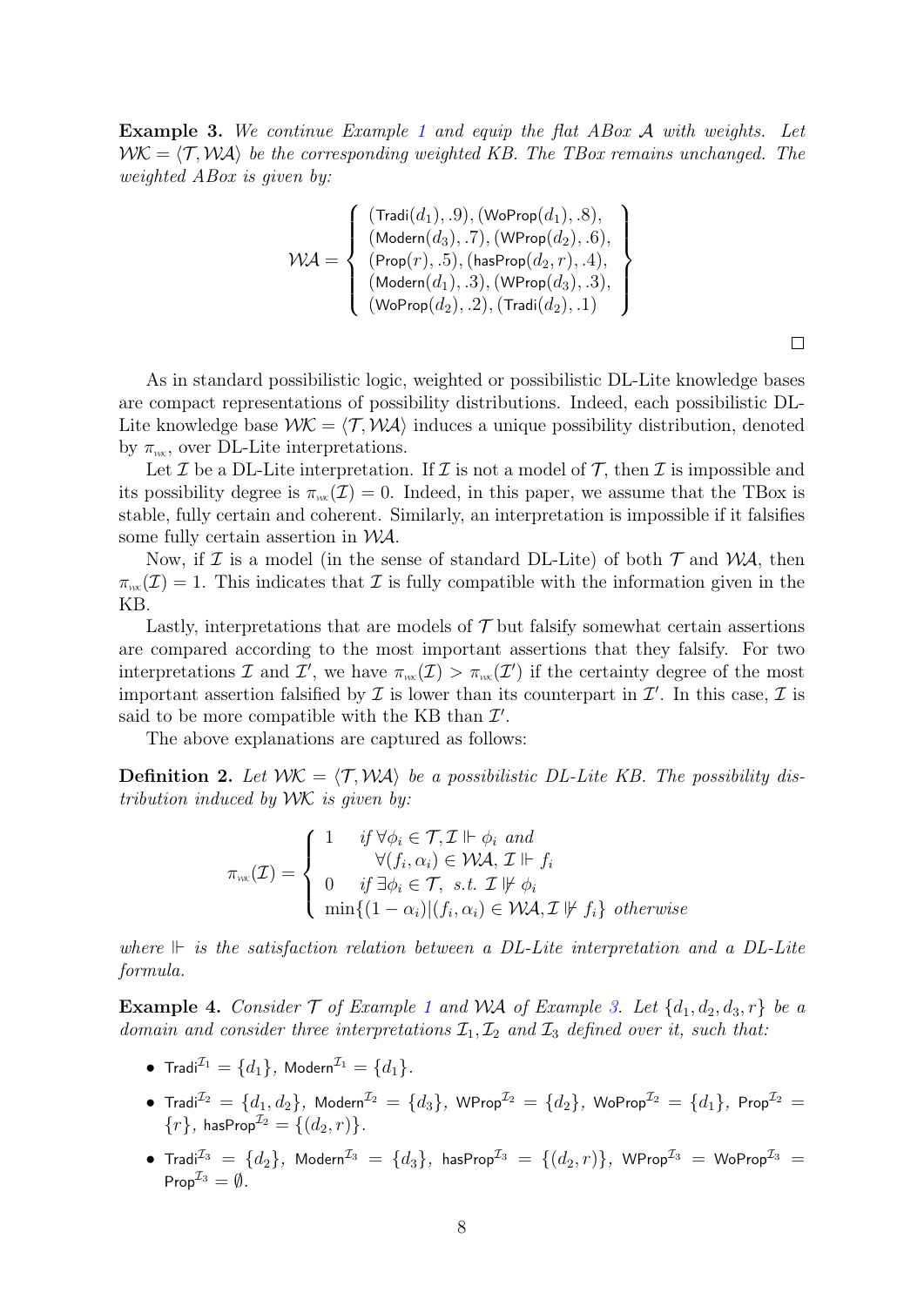**Example 3.** *We continue Example 1 and equip the flat ABox $\mathcal{A}$ with weights. Let $\mathcal{WK} = \langle \mathcal{T}, \mathcal{WA} \rangle$ be the corresponding weighted KB. The TBox remains unchanged. The weighted ABox is given by:*

$$\mathcal{WA} = \left\{ \begin{array}{l} (\mathsf{Tradi}(d_1), .9), (\mathsf{WoProp}(d_1), .8), \\ (\mathsf{Modern}(d_3), .7), (\mathsf{WProp}(d_2), .6), \\ (\mathsf{Prop}(r), .5), (\mathsf{hasProp}(d_2, r), .4), \\ (\mathsf{Modern}(d_1), .3), (\mathsf{WProp}(d_3), .3), \\ (\mathsf{WoProp}(d_2), .2), (\mathsf{Tradi}(d_2), .1) \end{array} \right\}$$

□

As in standard possibilistic logic, weighted or possibilistic DL-Lite knowledge bases are compact representations of possibility distributions. Indeed, each possibilistic DL-Lite knowledge base $\mathcal{WK} = \langle \mathcal{T}, \mathcal{WA} \rangle$ induces a unique possibility distribution, denoted by $\pi_{\mathcal{WK}}$, over DL-Lite interpretations.

Let $\mathcal{I}$ be a DL-Lite interpretation. If $\mathcal{I}$ is not a model of $\mathcal{T}$, then $\mathcal{I}$ is impossible and its possibility degree is $\pi_{\mathcal{WK}}(\mathcal{I}) = 0$. Indeed, in this paper, we assume that the TBox is stable, fully certain and coherent. Similarly, an interpretation is impossible if it falsifies some fully certain assertion in $\mathcal{WA}$.

Now, if $\mathcal{I}$ is a model (in the sense of standard DL-Lite) of both $\mathcal{T}$ and $\mathcal{WA}$, then $\pi_{\mathcal{WK}}(\mathcal{I}) = 1$. This indicates that $\mathcal{I}$ is fully compatible with the information given in the KB.

Lastly, interpretations that are models of $\mathcal{T}$ but falsify somewhat certain assertions are compared according to the most important assertions that they falsify. For two interpretations $\mathcal{I}$ and $\mathcal{I}'$, we have $\pi_{\mathcal{WK}}(\mathcal{I}) > \pi_{\mathcal{WK}}(\mathcal{I}')$ if the certainty degree of the most important assertion falsified by $\mathcal{I}$ is lower than its counterpart in $\mathcal{I}'$. In this case, $\mathcal{I}$ is said to be more compatible with the KB than $\mathcal{I}'$.

The above explanations are captured as follows:

**Definition 2.** *Let $\mathcal{WK} = \langle \mathcal{T}, \mathcal{WA} \rangle$ be a possibilistic DL-Lite KB. The possibility distribution induced by $\mathcal{WK}$ is given by:*

$$\pi_{\mathcal{WK}}(\mathcal{I}) = \begin{cases} 1 & \text{if } \forall \phi_i \in \mathcal{T}, \mathcal{I} \Vdash \phi_i \text{ and} \\ & \quad \forall (f_i, \alpha_i) \in \mathcal{WA}, \mathcal{I} \Vdash f_i \\ 0 & \text{if } \exists \phi_i \in \mathcal{T}, \text{ s.t. } \mathcal{I} \nVdash \phi_i \\ \min\{(1-\alpha_i) | (f_i, \alpha_i) \in \mathcal{WA}, \mathcal{I} \nVdash f_i\} & \text{otherwise} \end{cases}$$

*where $\Vdash$ is the satisfaction relation between a DL-Lite interpretation and a DL-Lite formula.*

**Example 4.** *Consider $\mathcal{T}$ of Example 1 and $\mathcal{WA}$ of Example 3. Let $\{d_1, d_2, d_3, r\}$ be a domain and consider three interpretations $\mathcal{I}_1, \mathcal{I}_2$ and $\mathcal{I}_3$ defined over it, such that:*

- $\mathsf{Tradi}^{\mathcal{I}_1} = \{d_1\}$, $\mathsf{Modern}^{\mathcal{I}_1} = \{d_1\}$.
- $\mathsf{Tradi}^{\mathcal{I}_2} = \{d_1, d_2\}$, $\mathsf{Modern}^{\mathcal{I}_2} = \{d_3\}$, $\mathsf{WProp}^{\mathcal{I}_2} = \{d_2\}$, $\mathsf{WoProp}^{\mathcal{I}_2} = \{d_1\}$, $\mathsf{Prop}^{\mathcal{I}_2} = \{r\}$, $\mathsf{hasProp}^{\mathcal{I}_2} = \{(d_2, r)\}$.
- $\mathsf{Tradi}^{\mathcal{I}_3} = \{d_2\}$, $\mathsf{Modern}^{\mathcal{I}_3} = \{d_3\}$, $\mathsf{hasProp}^{\mathcal{I}_3} = \{(d_2, r)\}$, $\mathsf{WProp}^{\mathcal{I}_3} = \mathsf{WoProp}^{\mathcal{I}_3} = \mathsf{Prop}^{\mathcal{I}_3} = \emptyset$.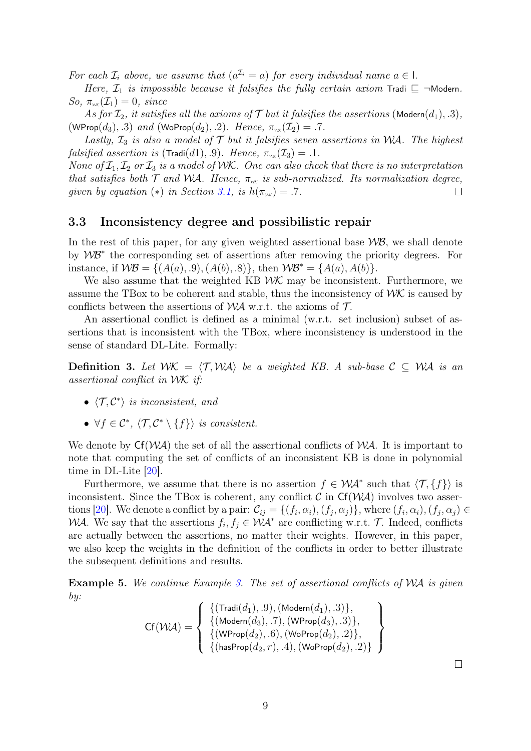*For each $\mathcal{I}_i$ above, we assume that $(a^{\mathcal{I}_i} = a)$ for every individual name $a \in \mathsf{I}$.*

*Here, $\mathcal{I}_1$ is impossible because it falsifies the fully certain axiom $\mathsf{Tradi} \sqsubseteq \neg\mathsf{Modern}$. So, $\pi_{\mathcal{WK}}(\mathcal{I}_1) = 0$, since*

*As for $\mathcal{I}_2$, it satisfies all the axioms of $\mathcal{T}$ but it falsifies the assertions $(\mathsf{Modern}(d_1), .3)$, $(\mathsf{WProp}(d_3), .3)$ and $(\mathsf{WoProp}(d_2), .2)$. Hence, $\pi_{\mathcal{WK}}(\mathcal{I}_2) = .7$.*

*Lastly, $\mathcal{I}_3$ is also a model of $\mathcal{T}$ but it falsifies seven assertions in $\mathcal{WA}$. The highest falsified assertion is $(\mathsf{Tradi}(d1), .9)$. Hence, $\pi_{\mathcal{WK}}(\mathcal{I}_3) = .1$.*
*None of $\mathcal{I}_1, \mathcal{I}_2$ or $\mathcal{I}_3$ is a model of $\mathcal{WK}$. One can also check that there is no interpretation that satisfies both $\mathcal{T}$ and $\mathcal{WA}$. Hence, $\pi_{\mathcal{WK}}$ is sub-normalized. Its normalization degree, given by equation $(*)$ in Section 3.1, is $h(\pi_{\mathcal{WK}}) = .7$.* □

### 3.3 Inconsistency degree and possibilistic repair

In the rest of this paper, for any given weighted assertional base $\mathcal{WB}$, we shall denote by $\mathcal{WB}^*$ the corresponding set of assertions after removing the priority degrees. For instance, if $\mathcal{WB} = \{(A(a), .9), (A(b), .8)\}$, then $\mathcal{WB}^* = \{A(a), A(b)\}$.

We also assume that the weighted KB $\mathcal{WK}$ may be inconsistent. Furthermore, we assume the TBox to be coherent and stable, thus the inconsistency of $\mathcal{WK}$ is caused by conflicts between the assertions of $\mathcal{WA}$ w.r.t. the axioms of $\mathcal{T}$.

An assertional conflict is defined as a minimal (w.r.t. set inclusion) subset of assertions that is inconsistent with the TBox, where inconsistency is understood in the sense of standard DL-Lite. Formally:

**Definition 3.** *Let $\mathcal{WK} = \langle \mathcal{T}, \mathcal{WA} \rangle$ be a weighted KB. A sub-base $\mathcal{C} \subseteq \mathcal{WA}$ is an assertional conflict in $\mathcal{WK}$ if:*

- *$\langle \mathcal{T}, \mathcal{C}^* \rangle$ is inconsistent, and*
- *$\forall f \in \mathcal{C}^*$, $\langle \mathcal{T}, \mathcal{C}^* \setminus \{f\} \rangle$ is consistent.*

We denote by $\mathsf{Cf}(\mathcal{WA})$ the set of all the assertional conflicts of $\mathcal{WA}$. It is important to note that computing the set of conflicts of an inconsistent KB is done in polynomial time in DL-Lite [20].

Furthermore, we assume that there is no assertion $f \in \mathcal{WA}^*$ such that $\langle \mathcal{T}, \{f\} \rangle$ is inconsistent. Since the TBox is coherent, any conflict $\mathcal{C}$ in $\mathsf{Cf}(\mathcal{WA})$ involves two assertions [20]. We denote a conflict by a pair: $\mathcal{C}_{ij} = \{(f_i, \alpha_i), (f_j, \alpha_j)\}$, where $(f_i, \alpha_i), (f_j, \alpha_j) \in \mathcal{WA}$. We say that the assertions $f_i, f_j \in \mathcal{WA}^*$ are conflicting w.r.t. $\mathcal{T}$. Indeed, conflicts are actually between the assertions, no matter their weights. However, in this paper, we also keep the weights in the definition of the conflicts in order to better illustrate the subsequent definitions and results.

**Example 5.** *We continue Example 3. The set of assertional conflicts of $\mathcal{WA}$ is given by:*

$$\mathsf{Cf}(\mathcal{WA}) = \left\{ \begin{array}{l} \{(\mathsf{Tradi}(d_1), .9), (\mathsf{Modern}(d_1), .3)\}, \\ \{(\mathsf{Modern}(d_3), .7), (\mathsf{WProp}(d_3), .3)\}, \\ \{(\mathsf{WProp}(d_2), .6), (\mathsf{WoProp}(d_2), .2)\}, \\ \{(\mathsf{hasProp}(d_2, r), .4), (\mathsf{WoProp}(d_2), .2)\} \end{array} \right\}$$

□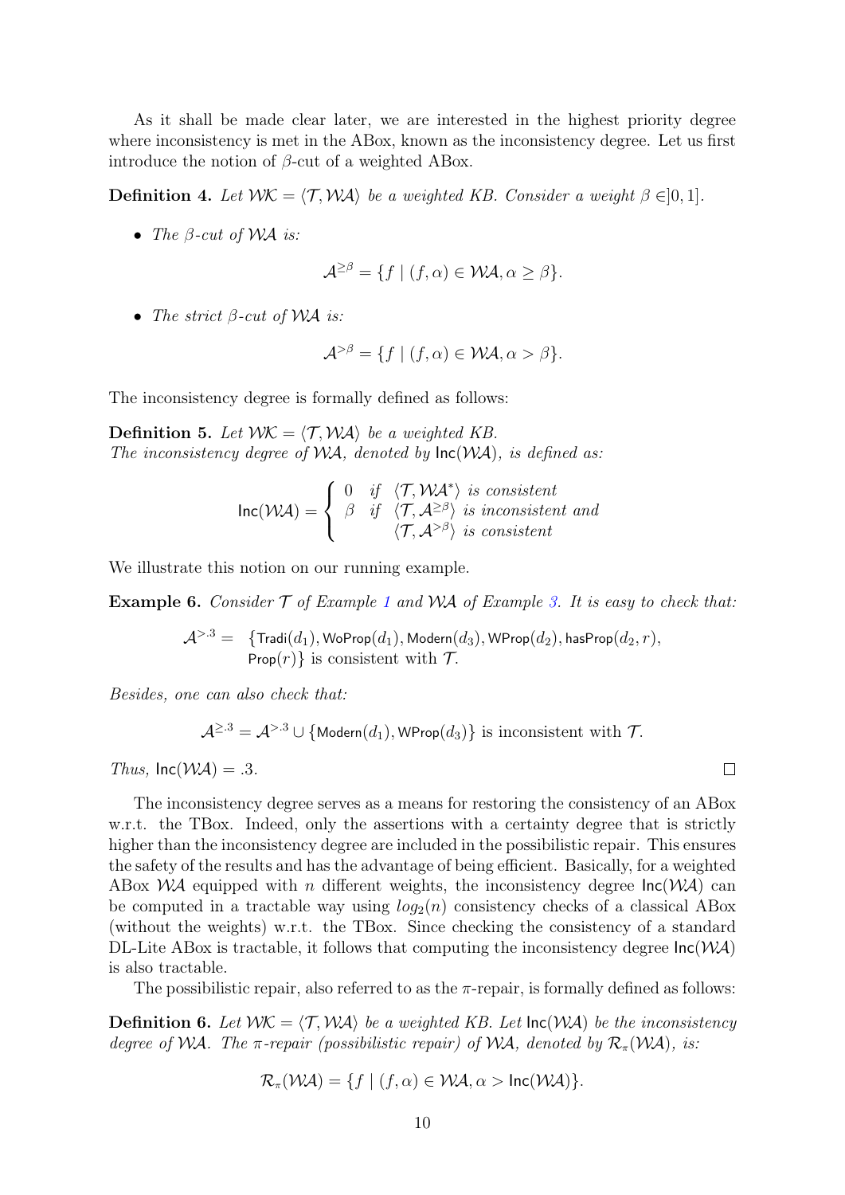As it shall be made clear later, we are interested in the highest priority degree where inconsistency is met in the ABox, known as the inconsistency degree. Let us first introduce the notion of $\beta$-cut of a weighted ABox.

**Definition 4.** *Let $\mathcal{WK} = \langle \mathcal{T}, \mathcal{WA} \rangle$ be a weighted KB. Consider a weight $\beta \in ]0, 1]$.*

- *The $\beta$-cut of $\mathcal{WA}$ is:*

$$\mathcal{A}^{\geq \beta} = \{f \mid (f, \alpha) \in \mathcal{WA}, \alpha \geq \beta\}.$$

- *The strict $\beta$-cut of $\mathcal{WA}$ is:*

$$\mathcal{A}^{> \beta} = \{f \mid (f, \alpha) \in \mathcal{WA}, \alpha > \beta\}.$$

The inconsistency degree is formally defined as follows:

**Definition 5.** *Let $\mathcal{WK} = \langle \mathcal{T}, \mathcal{WA} \rangle$ be a weighted KB.*
*The inconsistency degree of $\mathcal{WA}$, denoted by $\mathsf{Inc}(\mathcal{WA})$, is defined as:*

$$\mathsf{Inc}(\mathcal{WA}) = \begin{cases} 0 & \text{if } \langle \mathcal{T}, \mathcal{WA}^* \rangle \text{ is consistent} \\ \beta & \text{if } \langle \mathcal{T}, \mathcal{A}^{\geq \beta} \rangle \text{ is inconsistent and} \\ & \quad \langle \mathcal{T}, \mathcal{A}^{> \beta} \rangle \text{ is consistent} \end{cases}$$

We illustrate this notion on our running example.

**Example 6.** *Consider $\mathcal{T}$ of Example 1 and $\mathcal{WA}$ of Example 3. It is easy to check that:*

$$\mathcal{A}^{>.3} = \{\mathsf{Tradi}(d_1), \mathsf{WoProp}(d_1), \mathsf{Modern}(d_3), \mathsf{WProp}(d_2), \mathsf{hasProp}(d_2, r), \mathsf{Prop}(r)\} \text{ is consistent with } \mathcal{T}.$$

*Besides, one can also check that:*

$$\mathcal{A}^{\geq .3} = \mathcal{A}^{>.3} \cup \{\mathsf{Modern}(d_1), \mathsf{WProp}(d_3)\} \text{ is inconsistent with } \mathcal{T}.$$

*Thus, $\mathsf{Inc}(\mathcal{WA}) = .3$.* □

The inconsistency degree serves as a means for restoring the consistency of an ABox w.r.t. the TBox. Indeed, only the assertions with a certainty degree that is strictly higher than the inconsistency degree are included in the possibilistic repair. This ensures the safety of the results and has the advantage of being efficient. Basically, for a weighted ABox $\mathcal{WA}$ equipped with $n$ different weights, the inconsistency degree $\mathsf{Inc}(\mathcal{WA})$ can be computed in a tractable way using $log_2(n)$ consistency checks of a classical ABox (without the weights) w.r.t. the TBox. Since checking the consistency of a standard DL-Lite ABox is tractable, it follows that computing the inconsistency degree $\mathsf{Inc}(\mathcal{WA})$ is also tractable.

The possibilistic repair, also referred to as the $\pi$-repair, is formally defined as follows:

**Definition 6.** *Let $\mathcal{WK} = \langle \mathcal{T}, \mathcal{WA} \rangle$ be a weighted KB. Let $\mathsf{Inc}(\mathcal{WA})$ be the inconsistency degree of $\mathcal{WA}$. The $\pi$-repair (possibilistic repair) of $\mathcal{WA}$, denoted by $\mathcal{R}_\pi(\mathcal{WA})$, is:*

$$\mathcal{R}_\pi(\mathcal{WA}) = \{f \mid (f, \alpha) \in \mathcal{WA}, \alpha > \mathsf{Inc}(\mathcal{WA})\}.$$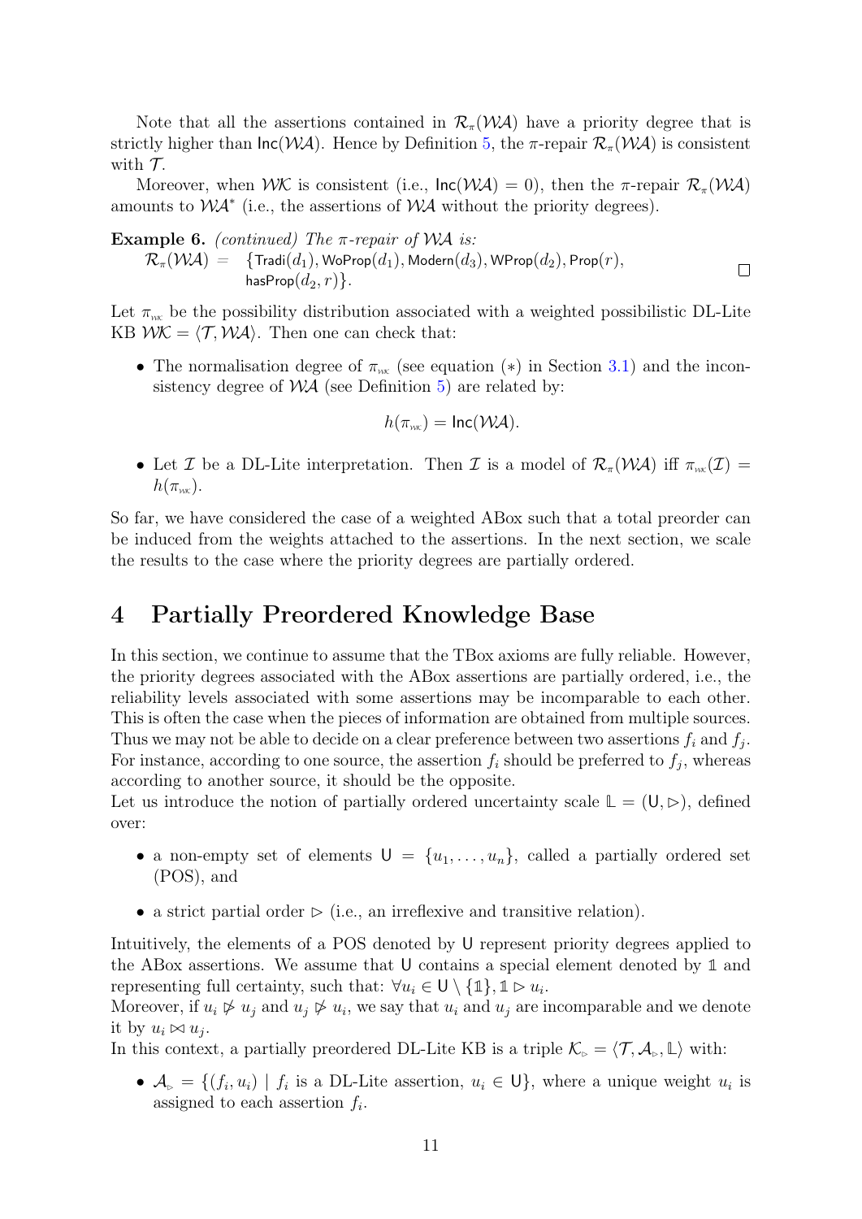Note that all the assertions contained in $\mathcal{R}_\pi(\mathcal{WA})$ have a priority degree that is strictly higher than $\mathsf{Inc}(\mathcal{WA})$. Hence by Definition 5, the $\pi$-repair $\mathcal{R}_\pi(\mathcal{WA})$ is consistent with $\mathcal{T}$.

Moreover, when $\mathcal{WK}$ is consistent (i.e., $\mathsf{Inc}(\mathcal{WA}) = 0$), then the $\pi$-repair $\mathcal{R}_\pi(\mathcal{WA})$ amounts to $\mathcal{WA}^*$ (i.e., the assertions of $\mathcal{WA}$ without the priority degrees).

**Example 6.** *(continued) The $\pi$-repair of $\mathcal{WA}$ is:*

$\mathcal{R}_\pi(\mathcal{WA}) = \{\mathsf{Tradi}(d_1), \mathsf{WoProp}(d_1), \mathsf{Modern}(d_3), \mathsf{WProp}(d_2), \mathsf{Prop}(r), \mathsf{hasProp}(d_2, r)\}$. □

Let $\pi_{\mathcal{WK}}$ be the possibility distribution associated with a weighted possibilistic DL-Lite KB $\mathcal{WK} = \langle \mathcal{T}, \mathcal{WA} \rangle$. Then one can check that:

- The normalisation degree of $\pi_{\mathcal{WK}}$ (see equation $(*)$ in Section 3.1) and the inconsistency degree of $\mathcal{WA}$ (see Definition 5) are related by:

$$h(\pi_{\mathcal{WK}}) = \mathsf{Inc}(\mathcal{WA}).$$

- Let $\mathcal{I}$ be a DL-Lite interpretation. Then $\mathcal{I}$ is a model of $\mathcal{R}_\pi(\mathcal{WA})$ iff $\pi_{\mathcal{WK}}(\mathcal{I}) = h(\pi_{\mathcal{WK}})$.

So far, we have considered the case of a weighted ABox such that a total preorder can be induced from the weights attached to the assertions. In the next section, we scale the results to the case where the priority degrees are partially ordered.

# 4 Partially Preordered Knowledge Base

In this section, we continue to assume that the TBox axioms are fully reliable. However, the priority degrees associated with the ABox assertions are partially ordered, i.e., the reliability levels associated with some assertions may be incomparable to each other. This is often the case when the pieces of information are obtained from multiple sources. Thus we may not be able to decide on a clear preference between two assertions $f_i$ and $f_j$. For instance, according to one source, the assertion $f_i$ should be preferred to $f_j$, whereas according to another source, it should be the opposite.

Let us introduce the notion of partially ordered uncertainty scale $\mathbb{L} = (\mathsf{U}, \rhd)$, defined over:

- a non-empty set of elements $\mathsf{U} = \{u_1, \ldots, u_n\}$, called a partially ordered set (POS), and
- a strict partial order $\rhd$ (i.e., an irreflexive and transitive relation).

Intuitively, the elements of a POS denoted by $\mathsf{U}$ represent priority degrees applied to the ABox assertions. We assume that $\mathsf{U}$ contains a special element denoted by $\mathbb{1}$ and representing full certainty, such that: $\forall u_i \in \mathsf{U} \setminus \{\mathbb{1}\}, \mathbb{1} \rhd u_i$.

Moreover, if $u_i \not\rhd u_j$ and $u_j \not\rhd u_i$, we say that $u_i$ and $u_j$ are incomparable and we denote it by $u_i \bowtie u_j$.

In this context, a partially preordered DL-Lite KB is a triple $\mathcal{K}_{\rhd} = \langle \mathcal{T}, \mathcal{A}_{\rhd}, \mathbb{L} \rangle$ with:

- $\mathcal{A}_{\rhd} = \{(f_i, u_i) \mid f_i \text{ is a DL-Lite assertion}, u_i \in \mathsf{U}\}$, where a unique weight $u_i$ is assigned to each assertion $f_i$.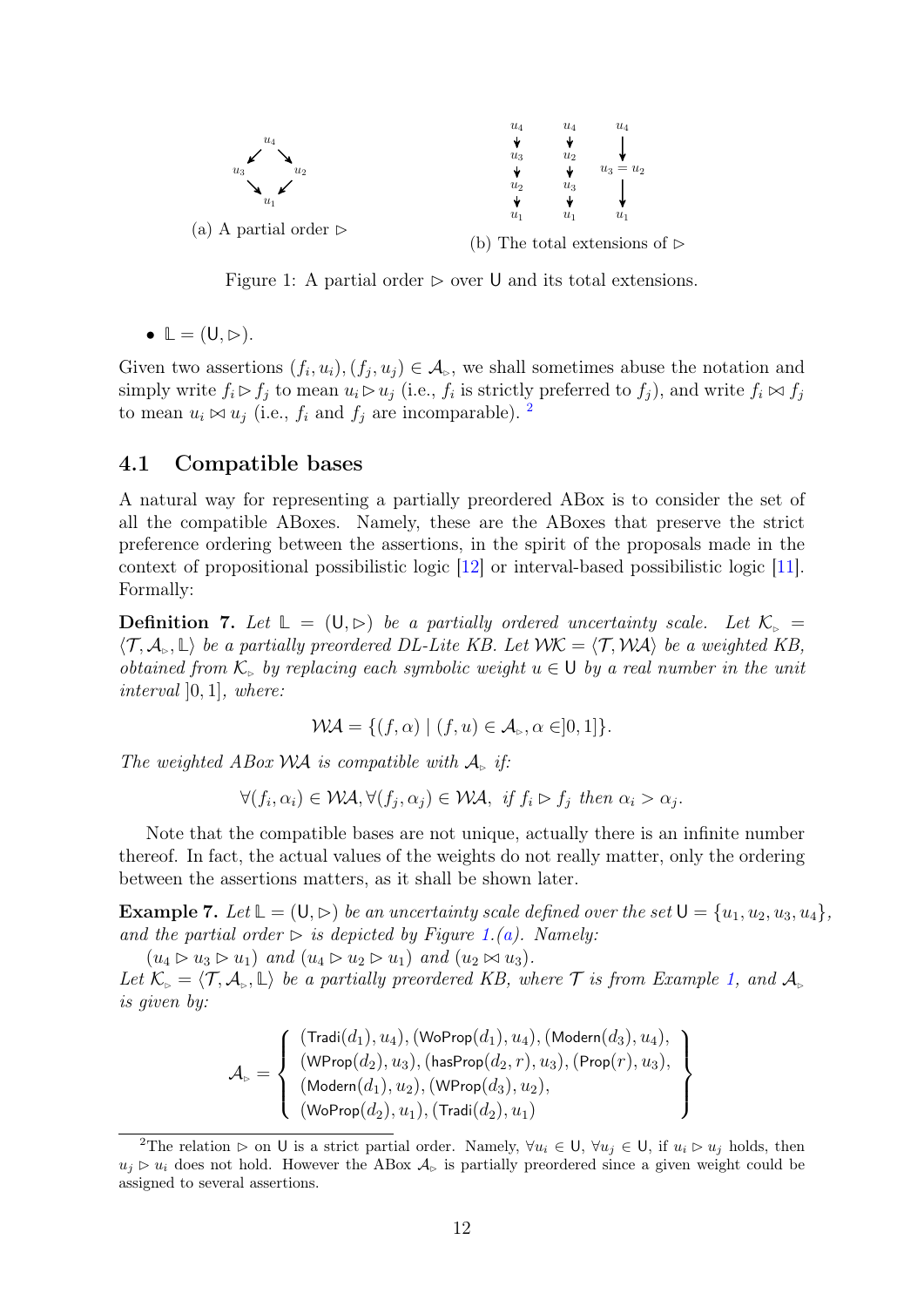(a) A partial order $\rhd$

(b) The total extensions of $\rhd$

Figure 1: A partial order $\rhd$ over $\mathsf{U}$ and its total extensions.

- $\mathbb{L} = (\mathsf{U}, \rhd)$.

Given two assertions $(f_i, u_i), (f_j, u_j) \in \mathcal{A}_{\rhd}$, we shall sometimes abuse the notation and simply write $f_i \rhd f_j$ to mean $u_i \rhd u_j$ (i.e., $f_i$ is strictly preferred to $f_j$), and write $f_i \bowtie f_j$ to mean $u_i \bowtie u_j$ (i.e., $f_i$ and $f_j$ are incomparable). [2]

## 4.1 Compatible bases

A natural way for representing a partially preordered ABox is to consider the set of all the compatible ABoxes. Namely, these are the ABoxes that preserve the strict preference ordering between the assertions, in the spirit of the proposals made in the context of propositional possibilistic logic [12] or interval-based possibilistic logic [11]. Formally:

**Definition 7.** *Let $\mathbb{L} = (\mathsf{U}, \rhd)$ be a partially ordered uncertainty scale. Let $\mathcal{K}_{\rhd} = \langle \mathcal{T}, \mathcal{A}_{\rhd}, \mathbb{L} \rangle$ be a partially preordered DL-Lite KB. Let $\mathcal{WK} = \langle \mathcal{T}, \mathcal{WA} \rangle$ be a weighted KB, obtained from $\mathcal{K}_{\rhd}$ by replacing each symbolic weight $u \in \mathsf{U}$ by a real number in the unit interval $]0, 1]$, where:*

$$\mathcal{WA} = \{(f, \alpha) \mid (f, u) \in \mathcal{A}_{\rhd}, \alpha \in ]0, 1]\}.$$

*The weighted ABox $\mathcal{WA}$ is compatible with $\mathcal{A}_{\rhd}$ if:*

$$\forall (f_i, \alpha_i) \in \mathcal{WA}, \forall (f_j, \alpha_j) \in \mathcal{WA}, \text{ if } f_i \rhd f_j \text{ then } \alpha_i > \alpha_j.$$

Note that the compatible bases are not unique, actually there is an infinite number thereof. In fact, the actual values of the weights do not really matter, only the ordering between the assertions matters, as it shall be shown later.

**Example 7.** *Let $\mathbb{L} = (\mathsf{U}, \rhd)$ be an uncertainty scale defined over the set $\mathsf{U} = \{u_1, u_2, u_3, u_4\}$, and the partial order $\rhd$ is depicted by Figure 1.(a). Namely:*

*$(u_4 \rhd u_3 \rhd u_1)$ and $(u_4 \rhd u_2 \rhd u_1)$ and $(u_2 \bowtie u_3)$.*

*Let $\mathcal{K}_{\rhd} = \langle \mathcal{T}, \mathcal{A}_{\rhd}, \mathbb{L} \rangle$ be a partially preordered KB, where $\mathcal{T}$ is from Example 1, and $\mathcal{A}_{\rhd}$ is given by:*

$$\mathcal{A}_{\rhd} = \left\{ \begin{array}{l} (\mathsf{Tradi}(d_1), u_4), (\mathsf{WoProp}(d_1), u_4), (\mathsf{Modern}(d_3), u_4), \\ (\mathsf{WProp}(d_2), u_3), (\mathsf{hasProp}(d_2, r), u_3), (\mathsf{Prop}(r), u_3), \\ (\mathsf{Modern}(d_1), u_2), (\mathsf{WProp}(d_3), u_2), \\ (\mathsf{WoProp}(d_2), u_1), (\mathsf{Tradi}(d_2), u_1) \end{array} \right\}$$

[2] The relation $\rhd$ on $\mathsf{U}$ is a strict partial order. Namely, $\forall u_i \in \mathsf{U}$, $\forall u_j \in \mathsf{U}$, if $u_i \rhd u_j$ holds, then $u_j \rhd u_i$ does not hold. However the ABox $\mathcal{A}_{\rhd}$ is partially preordered since a given weight could be assigned to several assertions.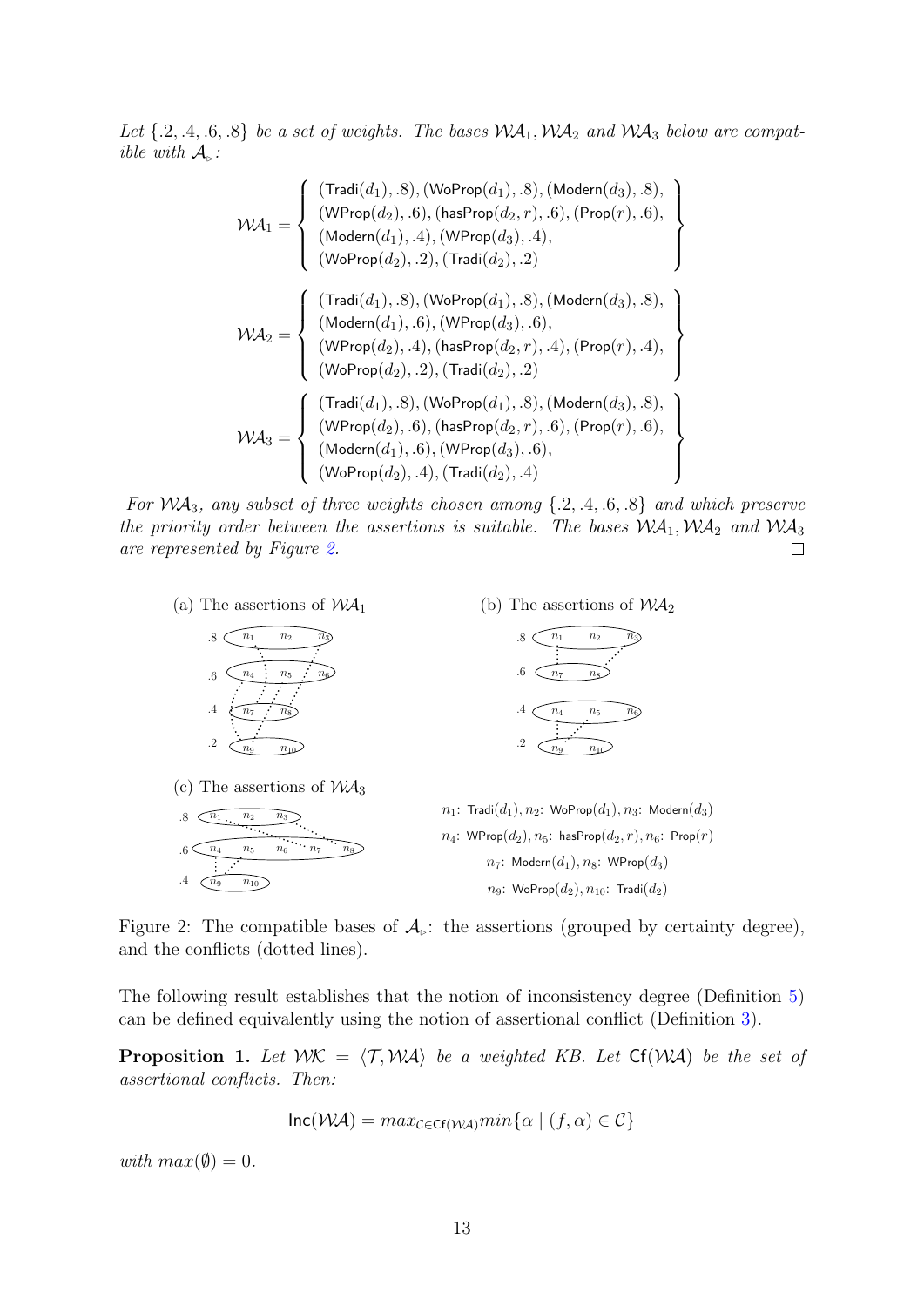*Let $\{.2, .4, .6, .8\}$ be a set of weights. The bases $\mathcal{WA}_1, \mathcal{WA}_2$ and $\mathcal{WA}_3$ below are compatible with $\mathcal{A}_{\triangleright}$:*

$$\mathcal{WA}_1 = \left\{ \begin{array}{l} (\mathsf{Tradi}(d_1), .8), (\mathsf{WoProp}(d_1), .8), (\mathsf{Modern}(d_3), .8), \\ (\mathsf{WProp}(d_2), .6), (\mathsf{hasProp}(d_2, r), .6), (\mathsf{Prop}(r), .6), \\ (\mathsf{Modern}(d_1), .4), (\mathsf{WProp}(d_3), .4), \\ (\mathsf{WoProp}(d_2), .2), (\mathsf{Tradi}(d_2), .2) \end{array} \right\}$$

$$\mathcal{WA}_2 = \left\{ \begin{array}{l} (\mathsf{Tradi}(d_1), .8), (\mathsf{WoProp}(d_1), .8), (\mathsf{Modern}(d_3), .8), \\ (\mathsf{Modern}(d_1), .6), (\mathsf{WProp}(d_3), .6), \\ (\mathsf{WProp}(d_2), .4), (\mathsf{hasProp}(d_2, r), .4), (\mathsf{Prop}(r), .4), \\ (\mathsf{WoProp}(d_2), .2), (\mathsf{Tradi}(d_2), .2) \end{array} \right\}$$

$$\mathcal{WA}_3 = \left\{ \begin{array}{l} (\mathsf{Tradi}(d_1), .8), (\mathsf{WoProp}(d_1), .8), (\mathsf{Modern}(d_3), .8), \\ (\mathsf{WProp}(d_2), .6), (\mathsf{hasProp}(d_2, r), .6), (\mathsf{Prop}(r), .6), \\ (\mathsf{Modern}(d_1), .6), (\mathsf{WProp}(d_3), .6), \\ (\mathsf{WoProp}(d_2), .4), (\mathsf{Tradi}(d_2), .4) \end{array} \right\}$$

*For $\mathcal{WA}_3$, any subset of three weights chosen among $\{.2, .4, .6, .8\}$ and which preserve the priority order between the assertions is suitable. The bases $\mathcal{WA}_1, \mathcal{WA}_2$ and $\mathcal{WA}_3$ are represented by Figure 2.* □

(a) The assertions of $\mathcal{WA}_1$

(b) The assertions of $\mathcal{WA}_2$

(c) The assertions of $\mathcal{WA}_3$

$n_1$: $\mathsf{Tradi}(d_1)$, $n_2$: $\mathsf{WoProp}(d_1)$, $n_3$: $\mathsf{Modern}(d_3)$
$n_4$: $\mathsf{WProp}(d_2)$, $n_5$: $\mathsf{hasProp}(d_2, r)$, $n_6$: $\mathsf{Prop}(r)$
$n_7$: $\mathsf{Modern}(d_1)$, $n_8$: $\mathsf{WProp}(d_3)$
$n_9$: $\mathsf{WoProp}(d_2)$, $n_{10}$: $\mathsf{Tradi}(d_2)$

Figure 2: The compatible bases of $\mathcal{A}_{\triangleright}$: the assertions (grouped by certainty degree), and the conflicts (dotted lines).

The following result establishes that the notion of inconsistency degree (Definition 5) can be defined equivalently using the notion of assertional conflict (Definition 3).

**Proposition 1.** *Let $\mathcal{WK} = \langle \mathcal{T}, \mathcal{WA} \rangle$ be a weighted KB. Let $\mathsf{Cf}(\mathcal{WA})$ be the set of assertional conflicts. Then:*

$$\mathsf{Inc}(\mathcal{WA}) = max_{\mathcal{C} \in \mathsf{Cf}(\mathcal{WA})} min\{\alpha \mid (f, \alpha) \in \mathcal{C}\}$$

*with $max(\emptyset) = 0$.*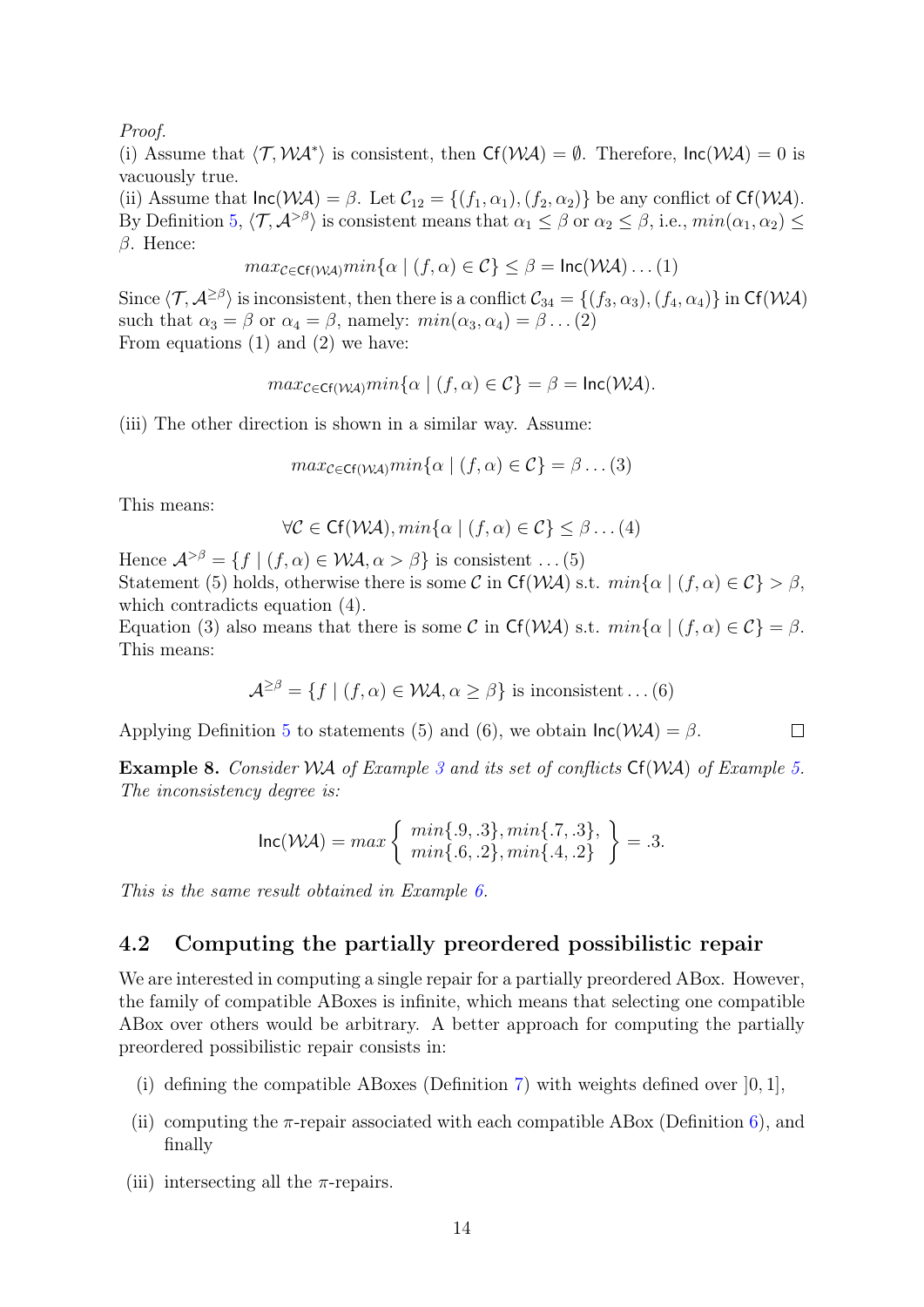*Proof.*

(i) Assume that $\langle \mathcal{T}, \mathcal{WA}^* \rangle$ is consistent, then $\mathsf{Cf}(\mathcal{WA}) = \emptyset$. Therefore, $\mathsf{Inc}(\mathcal{WA}) = 0$ is vacuously true.

(ii) Assume that $\mathsf{Inc}(\mathcal{WA}) = \beta$. Let $\mathcal{C}_{12} = \{(f_1, \alpha_1), (f_2, \alpha_2)\}$ be any conflict of $\mathsf{Cf}(\mathcal{WA})$. By Definition 5, $\langle \mathcal{T}, \mathcal{A}^{>\beta} \rangle$ is consistent means that $\alpha_1 \leq \beta$ or $\alpha_2 \leq \beta$, i.e., $min(\alpha_1, \alpha_2) \leq \beta$. Hence:

$$max_{\mathcal{C} \in \mathsf{Cf}(\mathcal{WA})} min\{\alpha \mid (f, \alpha) \in \mathcal{C}\} \leq \beta = \mathsf{Inc}(\mathcal{WA}) \ldots (1)$$

Since $\langle \mathcal{T}, \mathcal{A}^{\geq\beta} \rangle$ is inconsistent, then there is a conflict $\mathcal{C}_{34} = \{(f_3, \alpha_3), (f_4, \alpha_4)\}$ in $\mathsf{Cf}(\mathcal{WA})$ such that $\alpha_3 = \beta$ or $\alpha_4 = \beta$, namely: $min(\alpha_3, \alpha_4) = \beta \ldots (2)$

From equations (1) and (2) we have:

$$max_{\mathcal{C} \in \mathsf{Cf}(\mathcal{WA})} min\{\alpha \mid (f, \alpha) \in \mathcal{C}\} = \beta = \mathsf{Inc}(\mathcal{WA}).$$

(iii) The other direction is shown in a similar way. Assume:

$$max_{\mathcal{C} \in \mathsf{Cf}(\mathcal{WA})} min\{\alpha \mid (f, \alpha) \in \mathcal{C}\} = \beta \ldots (3)$$

This means:

$$\forall \mathcal{C} \in \mathsf{Cf}(\mathcal{WA}), min\{\alpha \mid (f, \alpha) \in \mathcal{C}\} \leq \beta \ldots (4)$$

Hence $\mathcal{A}^{>\beta} = \{f \mid (f, \alpha) \in \mathcal{WA}, \alpha > \beta\}$ is consistent $\ldots (5)$

Statement (5) holds, otherwise there is some $\mathcal{C}$ in $\mathsf{Cf}(\mathcal{WA})$ s.t. $min\{\alpha \mid (f, \alpha) \in \mathcal{C}\} > \beta$, which contradicts equation (4).

Equation (3) also means that there is some $\mathcal{C}$ in $\mathsf{Cf}(\mathcal{WA})$ s.t. $min\{\alpha \mid (f, \alpha) \in \mathcal{C}\} = \beta$. This means:

$$\mathcal{A}^{\geq\beta} = \{f \mid (f, \alpha) \in \mathcal{WA}, \alpha \geq \beta\} \text{ is inconsistent} \ldots (6)$$

Applying Definition 5 to statements (5) and (6), we obtain $\mathsf{Inc}(\mathcal{WA}) = \beta$. □

**Example 8.** *Consider $\mathcal{WA}$ of Example 3 and its set of conflicts $\mathsf{Cf}(\mathcal{WA})$ of Example 5. The inconsistency degree is:*

$$\mathsf{Inc}(\mathcal{WA}) = max \left\{ \begin{array}{l} min\{.9, .3\}, min\{.7, .3\}, \\ min\{.6, .2\}, min\{.4, .2\} \end{array} \right\} = .3.$$

*This is the same result obtained in Example 6.*

## 4.2 Computing the partially preordered possibilistic repair

We are interested in computing a single repair for a partially preordered ABox. However, the family of compatible ABoxes is infinite, which means that selecting one compatible ABox over others would be arbitrary. A better approach for computing the partially preordered possibilistic repair consists in:

(i) defining the compatible ABoxes (Definition 7) with weights defined over $]0, 1]$,

(ii) computing the $\pi$-repair associated with each compatible ABox (Definition 6), and finally

(iii) intersecting all the $\pi$-repairs.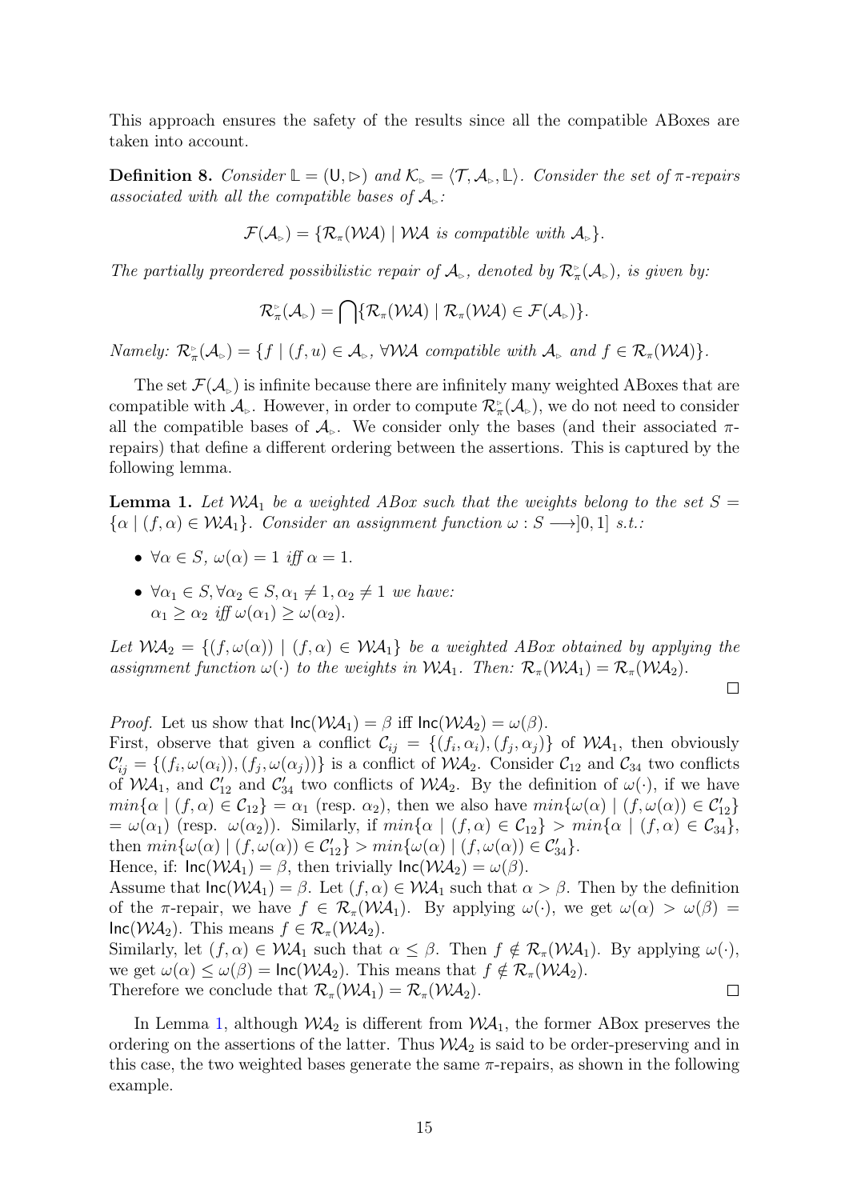This approach ensures the safety of the results since all the compatible ABoxes are taken into account.

**Definition 8.** *Consider $\mathbb{L} = (\mathsf{U}, \rhd)$ and $\mathcal{K}_{\rhd} = \langle \mathcal{T}, \mathcal{A}_{\rhd}, \mathbb{L} \rangle$. Consider the set of $\pi$-repairs associated with all the compatible bases of $\mathcal{A}_{\rhd}$:*

$$\mathcal{F}(\mathcal{A}_{\rhd}) = \{\mathcal{R}_{\pi}(\mathcal{WA}) \mid \mathcal{WA} \text{ is compatible with } \mathcal{A}_{\rhd}\}.$$

*The partially preordered possibilistic repair of $\mathcal{A}_{\rhd}$, denoted by $\mathcal{R}^{\rhd}_{\pi}(\mathcal{A}_{\rhd})$, is given by:*

$$\mathcal{R}^{\rhd}_{\pi}(\mathcal{A}_{\rhd}) = \bigcap\{\mathcal{R}_{\pi}(\mathcal{WA}) \mid \mathcal{R}_{\pi}(\mathcal{WA}) \in \mathcal{F}(\mathcal{A}_{\rhd})\}.$$

*Namely: $\mathcal{R}^{\rhd}_{\pi}(\mathcal{A}_{\rhd}) = \{f \mid (f, u) \in \mathcal{A}_{\rhd}, \forall \mathcal{WA}$ compatible with $\mathcal{A}_{\rhd}$ and $f \in \mathcal{R}_{\pi}(\mathcal{WA})\}$.*

The set $\mathcal{F}(\mathcal{A}_{\rhd})$ is infinite because there are infinitely many weighted ABoxes that are compatible with $\mathcal{A}_{\rhd}$. However, in order to compute $\mathcal{R}^{\rhd}_{\pi}(\mathcal{A}_{\rhd})$, we do not need to consider all the compatible bases of $\mathcal{A}_{\rhd}$. We consider only the bases (and their associated $\pi$-repairs) that define a different ordering between the assertions. This is captured by the following lemma.

**Lemma 1.** *Let $\mathcal{WA}_1$ be a weighted ABox such that the weights belong to the set $S = \{\alpha \mid (f, \alpha) \in \mathcal{WA}_1\}$. Consider an assignment function $\omega : S \longrightarrow ]0, 1]$ s.t.:*

- *$\forall \alpha \in S$, $\omega(\alpha) = 1$ iff $\alpha = 1$.*
- *$\forall \alpha_1 \in S, \forall \alpha_2 \in S, \alpha_1 \neq 1, \alpha_2 \neq 1$ we have: $\alpha_1 \geq \alpha_2$ iff $\omega(\alpha_1) \geq \omega(\alpha_2)$.*

*Let $\mathcal{WA}_2 = \{(f, \omega(\alpha)) \mid (f, \alpha) \in \mathcal{WA}_1\}$ be a weighted ABox obtained by applying the assignment function $\omega(\cdot)$ to the weights in $\mathcal{WA}_1$. Then: $\mathcal{R}_{\pi}(\mathcal{WA}_1) = \mathcal{R}_{\pi}(\mathcal{WA}_2)$.*

□

*Proof.* Let us show that $\mathsf{Inc}(\mathcal{WA}_1) = \beta$ iff $\mathsf{Inc}(\mathcal{WA}_2) = \omega(\beta)$.
First, observe that given a conflict $\mathcal{C}_{ij} = \{(f_i, \alpha_i), (f_j, \alpha_j)\}$ of $\mathcal{WA}_1$, then obviously $\mathcal{C}'_{ij} = \{(f_i, \omega(\alpha_i)), (f_j, \omega(\alpha_j))\}$ is a conflict of $\mathcal{WA}_2$. Consider $\mathcal{C}_{12}$ and $\mathcal{C}_{34}$ two conflicts of $\mathcal{WA}_1$, and $\mathcal{C}'_{12}$ and $\mathcal{C}'_{34}$ two conflicts of $\mathcal{WA}_2$. By the definition of $\omega(\cdot)$, if we have $min\{\alpha \mid (f, \alpha) \in \mathcal{C}_{12}\} = \alpha_1$ (resp. $\alpha_2$), then we also have $min\{\omega(\alpha) \mid (f, \omega(\alpha)) \in \mathcal{C}'_{12}\} = \omega(\alpha_1)$ (resp. $\omega(\alpha_2)$). Similarly, if $min\{\alpha \mid (f, \alpha) \in \mathcal{C}_{12}\} > min\{\alpha \mid (f, \alpha) \in \mathcal{C}_{34}\}$, then $min\{\omega(\alpha) \mid (f, \omega(\alpha)) \in \mathcal{C}'_{12}\} > min\{\omega(\alpha) \mid (f, \omega(\alpha)) \in \mathcal{C}'_{34}\}$.
Hence, if: $\mathsf{Inc}(\mathcal{WA}_1) = \beta$, then trivially $\mathsf{Inc}(\mathcal{WA}_2) = \omega(\beta)$.
Assume that $\mathsf{Inc}(\mathcal{WA}_1) = \beta$. Let $(f, \alpha) \in \mathcal{WA}_1$ such that $\alpha > \beta$. Then by the definition of the $\pi$-repair, we have $f \in \mathcal{R}_{\pi}(\mathcal{WA}_1)$. By applying $\omega(\cdot)$, we get $\omega(\alpha) > \omega(\beta) = \mathsf{Inc}(\mathcal{WA}_2)$. This means $f \in \mathcal{R}_{\pi}(\mathcal{WA}_2)$.
Similarly, let $(f, \alpha) \in \mathcal{WA}_1$ such that $\alpha \leq \beta$. Then $f \notin \mathcal{R}_{\pi}(\mathcal{WA}_1)$. By applying $\omega(\cdot)$, we get $\omega(\alpha) \leq \omega(\beta) = \mathsf{Inc}(\mathcal{WA}_2)$. This means that $f \notin \mathcal{R}_{\pi}(\mathcal{WA}_2)$.
Therefore we conclude that $\mathcal{R}_{\pi}(\mathcal{WA}_1) = \mathcal{R}_{\pi}(\mathcal{WA}_2)$. □

In Lemma 1, although $\mathcal{WA}_2$ is different from $\mathcal{WA}_1$, the former ABox preserves the ordering on the assertions of the latter. Thus $\mathcal{WA}_2$ is said to be order-preserving and in this case, the two weighted bases generate the same $\pi$-repairs, as shown in the following example.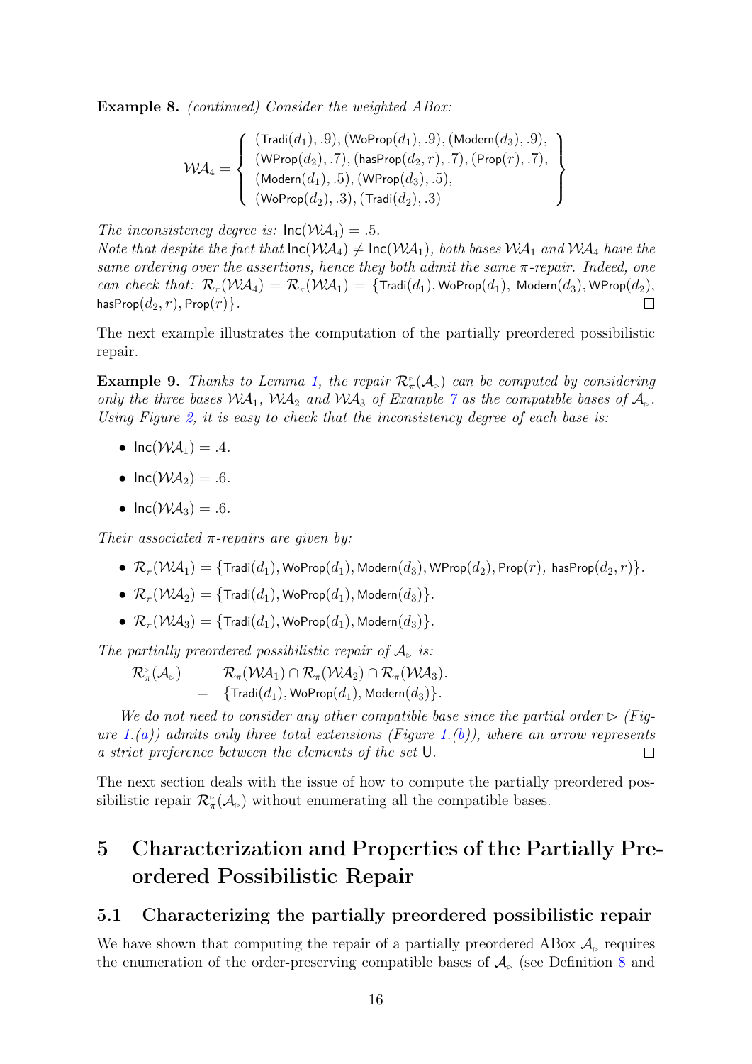**Example 8.** *(continued) Consider the weighted ABox:*

$$\mathcal{WA}_4 = \left\{ \begin{array}{l} (\mathsf{Tradi}(d_1), .9), (\mathsf{WoProp}(d_1), .9), (\mathsf{Modern}(d_3), .9), \\ (\mathsf{WProp}(d_2), .7), (\mathsf{hasProp}(d_2, r), .7), (\mathsf{Prop}(r), .7), \\ (\mathsf{Modern}(d_1), .5), (\mathsf{WProp}(d_3), .5), \\ (\mathsf{WoProp}(d_2), .3), (\mathsf{Tradi}(d_2), .3) \end{array} \right\}$$

*The inconsistency degree is:* $\mathsf{Inc}(\mathcal{WA}_4) = .5$.
*Note that despite the fact that* $\mathsf{Inc}(\mathcal{WA}_4) \neq \mathsf{Inc}(\mathcal{WA}_1)$*, both bases* $\mathcal{WA}_1$ *and* $\mathcal{WA}_4$ *have the same ordering over the assertions, hence they both admit the same* $\pi$*-repair. Indeed, one can check that:* $\mathcal{R}_\pi(\mathcal{WA}_4) = \mathcal{R}_\pi(\mathcal{WA}_1) = \{\mathsf{Tradi}(d_1), \mathsf{WoProp}(d_1), \mathsf{Modern}(d_3), \mathsf{WProp}(d_2), \mathsf{hasProp}(d_2, r), \mathsf{Prop}(r)\}$. □

The next example illustrates the computation of the partially preordered possibilistic repair.

**Example 9.** *Thanks to Lemma 1, the repair* $\mathcal{R}^{\triangleright}_\pi(\mathcal{A}_\triangleright)$ *can be computed by considering only the three bases* $\mathcal{WA}_1$*,* $\mathcal{WA}_2$ *and* $\mathcal{WA}_3$ *of Example 7 as the compatible bases of* $\mathcal{A}_\triangleright$*. Using Figure 2, it is easy to check that the inconsistency degree of each base is:*

- $\mathsf{Inc}(\mathcal{WA}_1) = .4$.
- $\mathsf{Inc}(\mathcal{WA}_2) = .6$.
- $\mathsf{Inc}(\mathcal{WA}_3) = .6$.

*Their associated* $\pi$*-repairs are given by:*

- $\mathcal{R}_\pi(\mathcal{WA}_1) = \{\mathsf{Tradi}(d_1), \mathsf{WoProp}(d_1), \mathsf{Modern}(d_3), \mathsf{WProp}(d_2), \mathsf{Prop}(r), \mathsf{hasProp}(d_2, r)\}$.
- $\mathcal{R}_\pi(\mathcal{WA}_2) = \{\mathsf{Tradi}(d_1), \mathsf{WoProp}(d_1), \mathsf{Modern}(d_3)\}$.
- $\mathcal{R}_\pi(\mathcal{WA}_3) = \{\mathsf{Tradi}(d_1), \mathsf{WoProp}(d_1), \mathsf{Modern}(d_3)\}$.

*The partially preordered possibilistic repair of* $\mathcal{A}_\triangleright$ *is:*

$$\begin{array}{rcl} \mathcal{R}^{\triangleright}_\pi(\mathcal{A}_\triangleright) & = & \mathcal{R}_\pi(\mathcal{WA}_1) \cap \mathcal{R}_\pi(\mathcal{WA}_2) \cap \mathcal{R}_\pi(\mathcal{WA}_3). \\ & = & \{\mathsf{Tradi}(d_1), \mathsf{WoProp}(d_1), \mathsf{Modern}(d_3)\}. \end{array}$$

*We do not need to consider any other compatible base since the partial order* $\triangleright$ *(Figure 1.(a)) admits only three total extensions (Figure 1.(b)), where an arrow represents a strict preference between the elements of the set* $\mathsf{U}$. □

The next section deals with the issue of how to compute the partially preordered possibilistic repair $\mathcal{R}^{\triangleright}_\pi(\mathcal{A}_\triangleright)$ without enumerating all the compatible bases.

# 5 Characterization and Properties of the Partially Preordered Possibilistic Repair

## 5.1 Characterizing the partially preordered possibilistic repair

We have shown that computing the repair of a partially preordered ABox $\mathcal{A}_\triangleright$ requires the enumeration of the order-preserving compatible bases of $\mathcal{A}_\triangleright$ (see Definition 8 and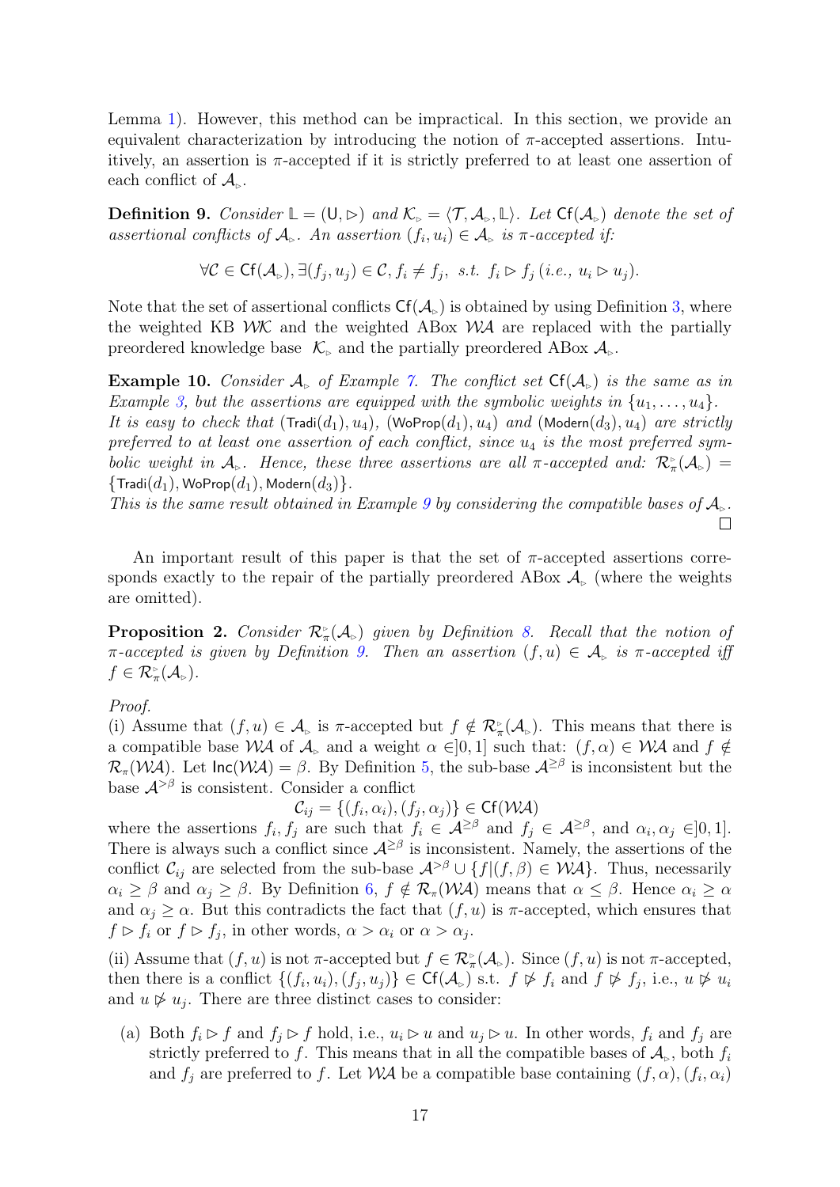Lemma 1). However, this method can be impractical. In this section, we provide an equivalent characterization by introducing the notion of $\pi$-accepted assertions. Intuitively, an assertion is $\pi$-accepted if it is strictly preferred to at least one assertion of each conflict of $\mathcal{A}_{\rhd}$.

**Definition 9.** *Consider $\mathbb{L} = (\mathsf{U}, \rhd)$ and $\mathcal{K}_{\rhd} = \langle \mathcal{T}, \mathcal{A}_{\rhd}, \mathbb{L}\rangle$. Let $\mathsf{Cf}(\mathcal{A}_{\rhd})$ denote the set of assertional conflicts of $\mathcal{A}_{\rhd}$. An assertion $(f_i, u_i) \in \mathcal{A}_{\rhd}$ is $\pi$-accepted if:*

$$\forall \mathcal{C} \in \mathsf{Cf}(\mathcal{A}_{\rhd}), \exists (f_j, u_j) \in \mathcal{C}, f_i \neq f_j, \text{ s.t. } f_i \rhd f_j \; (i.e., \; u_i \rhd u_j).$$

Note that the set of assertional conflicts $\mathsf{Cf}(\mathcal{A}_{\rhd})$ is obtained by using Definition 3, where the weighted KB $\mathcal{WK}$ and the weighted ABox $\mathcal{WA}$ are replaced with the partially preordered knowledge base $\mathcal{K}_{\rhd}$ and the partially preordered ABox $\mathcal{A}_{\rhd}$.

**Example 10.** *Consider $\mathcal{A}_{\rhd}$ of Example 7. The conflict set $\mathsf{Cf}(\mathcal{A}_{\rhd})$ is the same as in Example 3, but the assertions are equipped with the symbolic weights in $\{u_1, \ldots, u_4\}$. It is easy to check that $(\mathsf{Tradi}(d_1), u_4)$, $(\mathsf{WoProp}(d_1), u_4)$ and $(\mathsf{Modern}(d_3), u_4)$ are strictly preferred to at least one assertion of each conflict, since $u_4$ is the most preferred symbolic weight in $\mathcal{A}_{\rhd}$. Hence, these three assertions are all $\pi$-accepted and: $\mathcal{R}^{\rhd}_{\pi}(\mathcal{A}_{\rhd}) = \{\mathsf{Tradi}(d_1), \mathsf{WoProp}(d_1), \mathsf{Modern}(d_3)\}$.*
*This is the same result obtained in Example 9 by considering the compatible bases of $\mathcal{A}_{\rhd}$.* □

An important result of this paper is that the set of $\pi$-accepted assertions corresponds exactly to the repair of the partially preordered ABox $\mathcal{A}_{\rhd}$ (where the weights are omitted).

**Proposition 2.** *Consider $\mathcal{R}^{\rhd}_{\pi}(\mathcal{A}_{\rhd})$ given by Definition 8. Recall that the notion of $\pi$-accepted is given by Definition 9. Then an assertion $(f, u) \in \mathcal{A}_{\rhd}$ is $\pi$-accepted iff $f \in \mathcal{R}^{\rhd}_{\pi}(\mathcal{A}_{\rhd})$.*

*Proof.*
(i) Assume that $(f, u) \in \mathcal{A}_{\rhd}$ is $\pi$-accepted but $f \notin \mathcal{R}^{\rhd}_{\pi}(\mathcal{A}_{\rhd})$. This means that there is a compatible base $\mathcal{WA}$ of $\mathcal{A}_{\rhd}$ and a weight $\alpha \in ]0, 1]$ such that: $(f, \alpha) \in \mathcal{WA}$ and $f \notin \mathcal{R}_{\pi}(\mathcal{WA})$. Let $\mathsf{Inc}(\mathcal{WA}) = \beta$. By Definition 5, the sub-base $\mathcal{A}^{\geq\beta}$ is inconsistent but the base $\mathcal{A}^{>\beta}$ is consistent. Consider a conflict

$$\mathcal{C}_{ij} = \{(f_i, \alpha_i), (f_j, \alpha_j)\} \in \mathsf{Cf}(\mathcal{WA})$$

where the assertions $f_i, f_j$ are such that $f_i \in \mathcal{A}^{\geq\beta}$ and $f_j \in \mathcal{A}^{\geq\beta}$, and $\alpha_i, \alpha_j \in ]0, 1]$. There is always such a conflict since $\mathcal{A}^{\geq\beta}$ is inconsistent. Namely, the assertions of the conflict $\mathcal{C}_{ij}$ are selected from the sub-base $\mathcal{A}^{>\beta} \cup \{f | (f, \beta) \in \mathcal{WA}\}$. Thus, necessarily $\alpha_i \geq \beta$ and $\alpha_j \geq \beta$. By Definition 6, $f \notin \mathcal{R}_{\pi}(\mathcal{WA})$ means that $\alpha \leq \beta$. Hence $\alpha_i \geq \alpha$ and $\alpha_j \geq \alpha$. But this contradicts the fact that $(f, u)$ is $\pi$-accepted, which ensures that $f \rhd f_i$ or $f \rhd f_j$, in other words, $\alpha > \alpha_i$ or $\alpha > \alpha_j$.

(ii) Assume that $(f, u)$ is not $\pi$-accepted but $f \in \mathcal{R}^{\rhd}_{\pi}(\mathcal{A}_{\rhd})$. Since $(f, u)$ is not $\pi$-accepted, then there is a conflict $\{(f_i, u_i), (f_j, u_j)\} \in \mathsf{Cf}(\mathcal{A}_{\rhd})$ s.t. $f \not\rhd f_i$ and $f \not\rhd f_j$, i.e., $u \not\rhd u_i$ and $u \not\rhd u_j$. There are three distinct cases to consider:

(a) Both $f_i \rhd f$ and $f_j \rhd f$ hold, i.e., $u_i \rhd u$ and $u_j \rhd u$. In other words, $f_i$ and $f_j$ are strictly preferred to $f$. This means that in all the compatible bases of $\mathcal{A}_{\rhd}$, both $f_i$ and $f_j$ are preferred to $f$. Let $\mathcal{WA}$ be a compatible base containing $(f, \alpha), (f_i, \alpha_i)$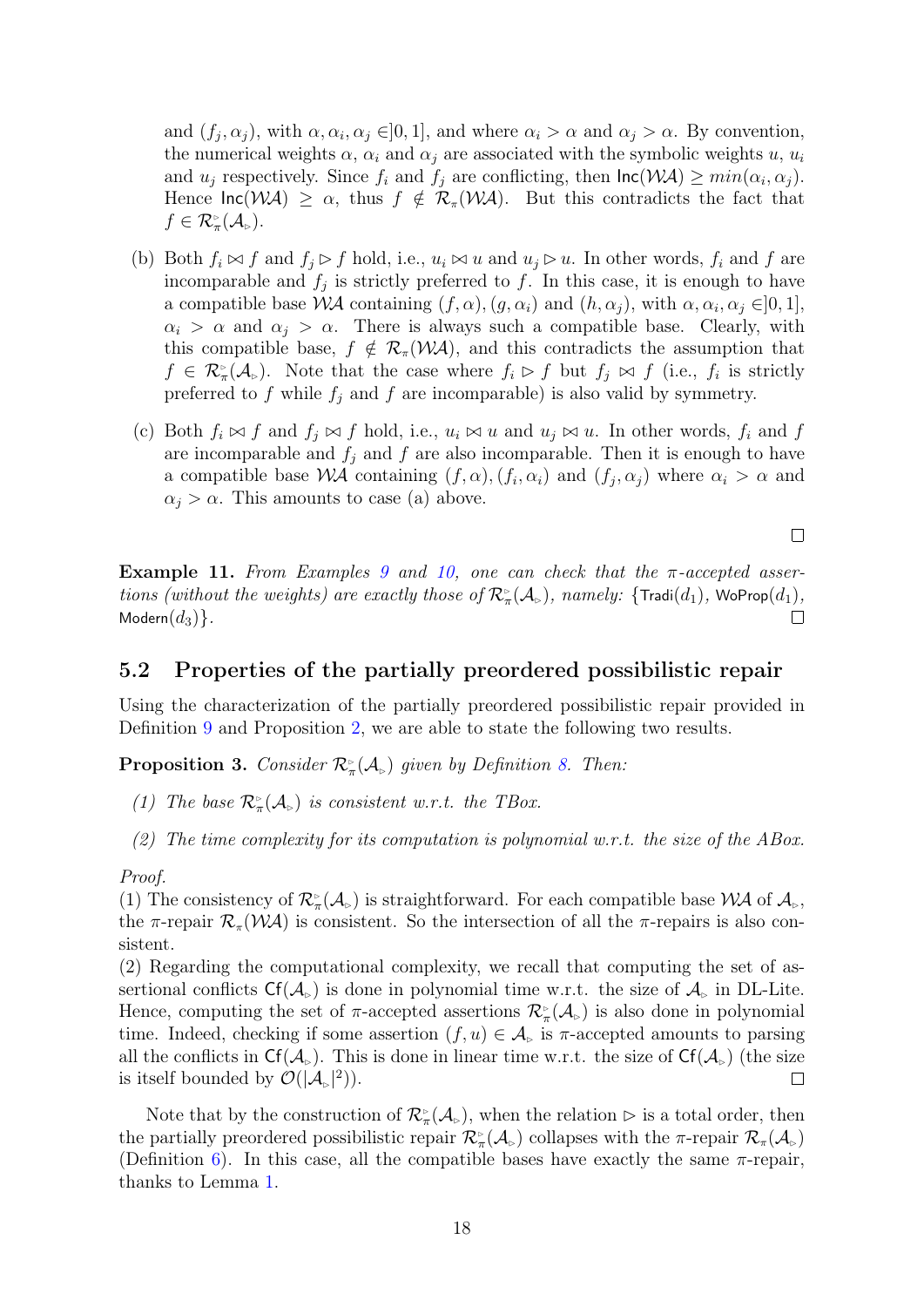and $(f_j, \alpha_j)$, with $\alpha, \alpha_i, \alpha_j \in ]0, 1]$, and where $\alpha_i > \alpha$ and $\alpha_j > \alpha$. By convention, the numerical weights $\alpha$, $\alpha_i$ and $\alpha_j$ are associated with the symbolic weights $u$, $u_i$ and $u_j$ respectively. Since $f_i$ and $f_j$ are conflicting, then $\mathsf{Inc}(\mathcal{WA}) \geq min(\alpha_i, \alpha_j)$. Hence $\mathsf{Inc}(\mathcal{WA}) \geq \alpha$, thus $f \notin \mathcal{R}_\pi(\mathcal{WA})$. But this contradicts the fact that $f \in \mathcal{R}^{\triangleright}_\pi(\mathcal{A}_\triangleright)$.

(b) Both $f_i \bowtie f$ and $f_j \triangleright f$ hold, i.e., $u_i \bowtie u$ and $u_j \triangleright u$. In other words, $f_i$ and $f$ are incomparable and $f_j$ is strictly preferred to $f$. In this case, it is enough to have a compatible base $\mathcal{WA}$ containing $(f, \alpha), (g, \alpha_i)$ and $(h, \alpha_j)$, with $\alpha, \alpha_i, \alpha_j \in ]0, 1]$, $\alpha_i > \alpha$ and $\alpha_j > \alpha$. There is always such a compatible base. Clearly, with this compatible base, $f \notin \mathcal{R}_\pi(\mathcal{WA})$, and this contradicts the assumption that $f \in \mathcal{R}^{\triangleright}_\pi(\mathcal{A}_\triangleright)$. Note that the case where $f_i \triangleright f$ but $f_j \bowtie f$ (i.e., $f_i$ is strictly preferred to $f$ while $f_j$ and $f$ are incomparable) is also valid by symmetry.

(c) Both $f_i \bowtie f$ and $f_j \bowtie f$ hold, i.e., $u_i \bowtie u$ and $u_j \bowtie u$. In other words, $f_i$ and $f$ are incomparable and $f_j$ and $f$ are also incomparable. Then it is enough to have a compatible base $\mathcal{WA}$ containing $(f, \alpha), (f_i, \alpha_i)$ and $(f_j, \alpha_j)$ where $\alpha_i > \alpha$ and $\alpha_j > \alpha$. This amounts to case (a) above.

□

**Example 11.** *From Examples 9 and 10, one can check that the π-accepted assertions (without the weights) are exactly those of $\mathcal{R}^{\triangleright}_\pi(\mathcal{A}_\triangleright)$, namely: $\{\mathsf{Tradi}(d_1)$, $\mathsf{WoProp}(d_1)$, $\mathsf{Modern}(d_3)\}$.* □

## 5.2 Properties of the partially preordered possibilistic repair

Using the characterization of the partially preordered possibilistic repair provided in Definition 9 and Proposition 2, we are able to state the following two results.

**Proposition 3.** *Consider $\mathcal{R}^{\triangleright}_\pi(\mathcal{A}_\triangleright)$ given by Definition 8. Then:*

*(1) The base $\mathcal{R}^{\triangleright}_\pi(\mathcal{A}_\triangleright)$ is consistent w.r.t. the TBox.*

*(2) The time complexity for its computation is polynomial w.r.t. the size of the ABox.*

*Proof.*
(1) The consistency of $\mathcal{R}^{\triangleright}_\pi(\mathcal{A}_\triangleright)$ is straightforward. For each compatible base $\mathcal{WA}$ of $\mathcal{A}_\triangleright$, the π-repair $\mathcal{R}_\pi(\mathcal{WA})$ is consistent. So the intersection of all the π-repairs is also consistent.
(2) Regarding the computational complexity, we recall that computing the set of assertional conflicts $\mathsf{Cf}(\mathcal{A}_\triangleright)$ is done in polynomial time w.r.t. the size of $\mathcal{A}_\triangleright$ in DL-Lite. Hence, computing the set of π-accepted assertions $\mathcal{R}^{\triangleright}_\pi(\mathcal{A}_\triangleright)$ is also done in polynomial time. Indeed, checking if some assertion $(f, u) \in \mathcal{A}_\triangleright$ is π-accepted amounts to parsing all the conflicts in $\mathsf{Cf}(\mathcal{A}_\triangleright)$. This is done in linear time w.r.t. the size of $\mathsf{Cf}(\mathcal{A}_\triangleright)$ (the size is itself bounded by $\mathcal{O}(|\mathcal{A}_\triangleright|^2)$). □

Note that by the construction of $\mathcal{R}^{\triangleright}_\pi(\mathcal{A}_\triangleright)$, when the relation $\triangleright$ is a total order, then the partially preordered possibilistic repair $\mathcal{R}^{\triangleright}_\pi(\mathcal{A}_\triangleright)$ collapses with the π-repair $\mathcal{R}_\pi(\mathcal{A}_\triangleright)$ (Definition 6). In this case, all the compatible bases have exactly the same π-repair, thanks to Lemma 1.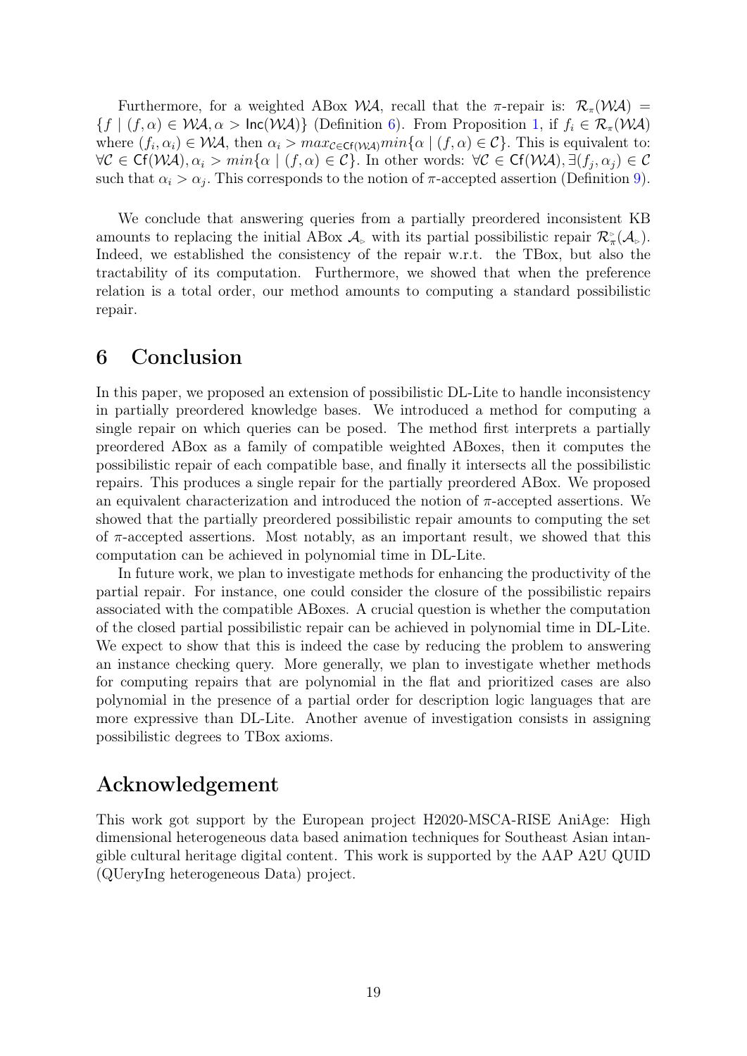Furthermore, for a weighted ABox $\mathcal{WA}$, recall that the $\pi$-repair is: $\mathcal{R}_\pi(\mathcal{WA}) = \{f \mid (f, \alpha) \in \mathcal{WA}, \alpha > \mathsf{Inc}(\mathcal{WA})\}$ (Definition 6). From Proposition 1, if $f_i \in \mathcal{R}_\pi(\mathcal{WA})$ where $(f_i, \alpha_i) \in \mathcal{WA}$, then $\alpha_i > max_{\mathcal{C} \in \mathsf{Cf}(\mathcal{WA})} min\{\alpha \mid (f, \alpha) \in \mathcal{C}\}$. This is equivalent to: $\forall \mathcal{C} \in \mathsf{Cf}(\mathcal{WA}), \alpha_i > min\{\alpha \mid (f, \alpha) \in \mathcal{C}\}$. In other words: $\forall \mathcal{C} \in \mathsf{Cf}(\mathcal{WA}), \exists (f_j, \alpha_j) \in \mathcal{C}$ such that $\alpha_i > \alpha_j$. This corresponds to the notion of $\pi$-accepted assertion (Definition 9).

We conclude that answering queries from a partially preordered inconsistent KB amounts to replacing the initial ABox $\mathcal{A}_{\triangleright}$ with its partial possibilistic repair $\mathcal{R}^{\triangleright}_\pi(\mathcal{A}_{\triangleright})$. Indeed, we established the consistency of the repair w.r.t. the TBox, but also the tractability of its computation. Furthermore, we showed that when the preference relation is a total order, our method amounts to computing a standard possibilistic repair.

# 6 Conclusion

In this paper, we proposed an extension of possibilistic DL-Lite to handle inconsistency in partially preordered knowledge bases. We introduced a method for computing a single repair on which queries can be posed. The method first interprets a partially preordered ABox as a family of compatible weighted ABoxes, then it computes the possibilistic repair of each compatible base, and finally it intersects all the possibilistic repairs. This produces a single repair for the partially preordered ABox. We proposed an equivalent characterization and introduced the notion of $\pi$-accepted assertions. We showed that the partially preordered possibilistic repair amounts to computing the set of $\pi$-accepted assertions. Most notably, as an important result, we showed that this computation can be achieved in polynomial time in DL-Lite.

In future work, we plan to investigate methods for enhancing the productivity of the partial repair. For instance, one could consider the closure of the possibilistic repairs associated with the compatible ABoxes. A crucial question is whether the computation of the closed partial possibilistic repair can be achieved in polynomial time in DL-Lite. We expect to show that this is indeed the case by reducing the problem to answering an instance checking query. More generally, we plan to investigate whether methods for computing repairs that are polynomial in the flat and prioritized cases are also polynomial in the presence of a partial order for description logic languages that are more expressive than DL-Lite. Another avenue of investigation consists in assigning possibilistic degrees to TBox axioms.

# Acknowledgement

This work got support by the European project H2020-MSCA-RISE AniAge: High dimensional heterogeneous data based animation techniques for Southeast Asian intangible cultural heritage digital content. This work is supported by the AAP A2U QUID (QUeryIng heterogeneous Data) project.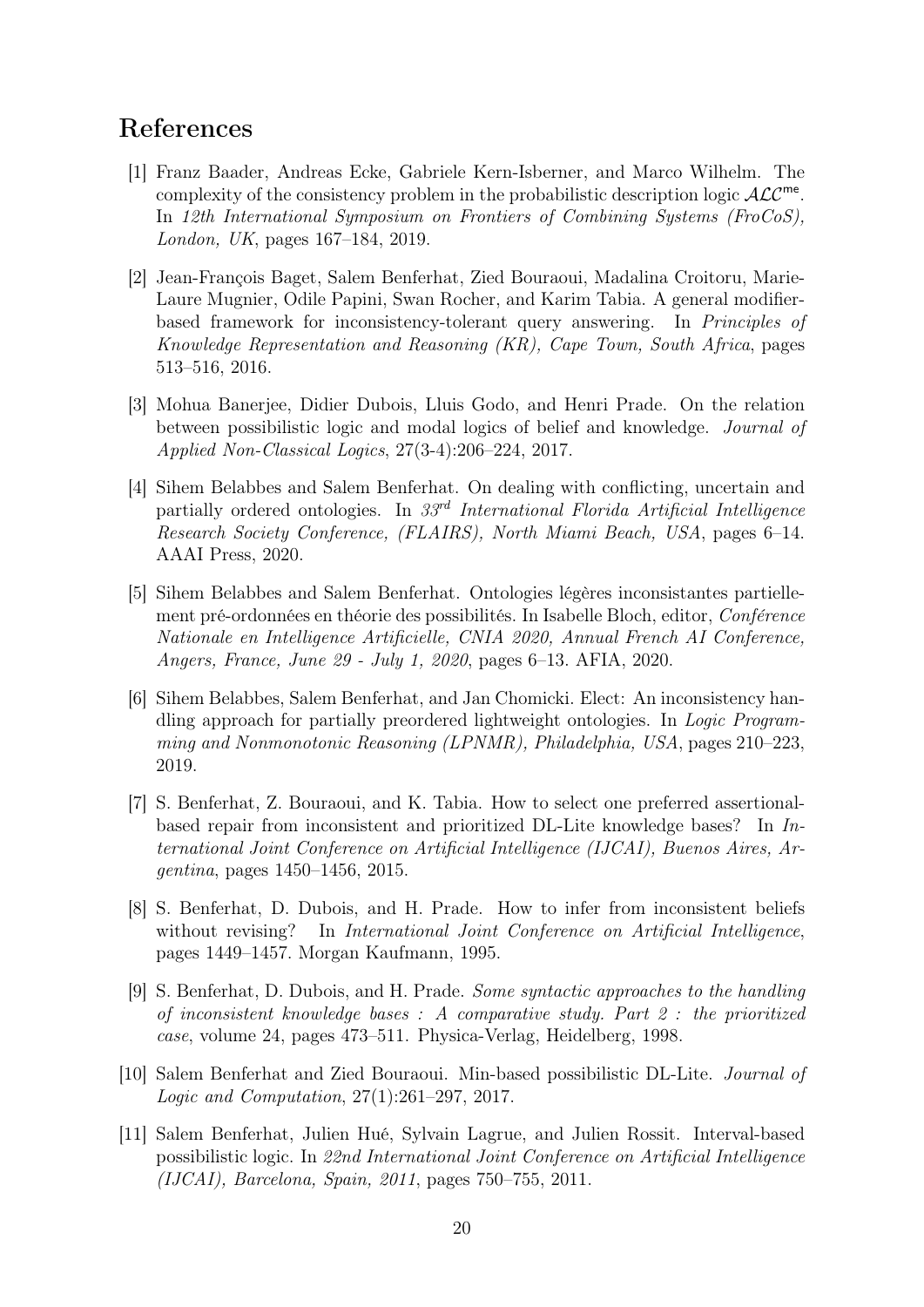## References

[1] Franz Baader, Andreas Ecke, Gabriele Kern-Isberner, and Marco Wilhelm. The complexity of the consistency problem in the probabilistic description logic $\mathcal{ALC}^{\mathsf{me}}$. In *12th International Symposium on Frontiers of Combining Systems (FroCoS), London, UK*, pages 167–184, 2019.

[2] Jean-François Baget, Salem Benferhat, Zied Bouraoui, Madalina Croitoru, Marie-Laure Mugnier, Odile Papini, Swan Rocher, and Karim Tabia. A general modifier-based framework for inconsistency-tolerant query answering. In *Principles of Knowledge Representation and Reasoning (KR), Cape Town, South Africa*, pages 513–516, 2016.

[3] Mohua Banerjee, Didier Dubois, Lluis Godo, and Henri Prade. On the relation between possibilistic logic and modal logics of belief and knowledge. *Journal of Applied Non-Classical Logics*, 27(3-4):206–224, 2017.

[4] Sihem Belabbes and Salem Benferhat. On dealing with conflicting, uncertain and partially ordered ontologies. In *33rd International Florida Artificial Intelligence Research Society Conference, (FLAIRS), North Miami Beach, USA*, pages 6–14. AAAI Press, 2020.

[5] Sihem Belabbes and Salem Benferhat. Ontologies légères inconsistantes partiellement pré-ordonnées en théorie des possibilités. In Isabelle Bloch, editor, *Conférence Nationale en Intelligence Artificielle, CNIA 2020, Annual French AI Conference, Angers, France, June 29 - July 1, 2020*, pages 6–13. AFIA, 2020.

[6] Sihem Belabbes, Salem Benferhat, and Jan Chomicki. Elect: An inconsistency handling approach for partially preordered lightweight ontologies. In *Logic Programming and Nonmonotonic Reasoning (LPNMR), Philadelphia, USA*, pages 210–223, 2019.

[7] S. Benferhat, Z. Bouraoui, and K. Tabia. How to select one preferred assertional-based repair from inconsistent and prioritized DL-Lite knowledge bases? In *International Joint Conference on Artificial Intelligence (IJCAI), Buenos Aires, Argentina*, pages 1450–1456, 2015.

[8] S. Benferhat, D. Dubois, and H. Prade. How to infer from inconsistent beliefs without revising? In *International Joint Conference on Artificial Intelligence*, pages 1449–1457. Morgan Kaufmann, 1995.

[9] S. Benferhat, D. Dubois, and H. Prade. *Some syntactic approaches to the handling of inconsistent knowledge bases : A comparative study. Part 2 : the prioritized case*, volume 24, pages 473–511. Physica-Verlag, Heidelberg, 1998.

[10] Salem Benferhat and Zied Bouraoui. Min-based possibilistic DL-Lite. *Journal of Logic and Computation*, 27(1):261–297, 2017.

[11] Salem Benferhat, Julien Hué, Sylvain Lagrue, and Julien Rossit. Interval-based possibilistic logic. In *22nd International Joint Conference on Artificial Intelligence (IJCAI), Barcelona, Spain, 2011*, pages 750–755, 2011.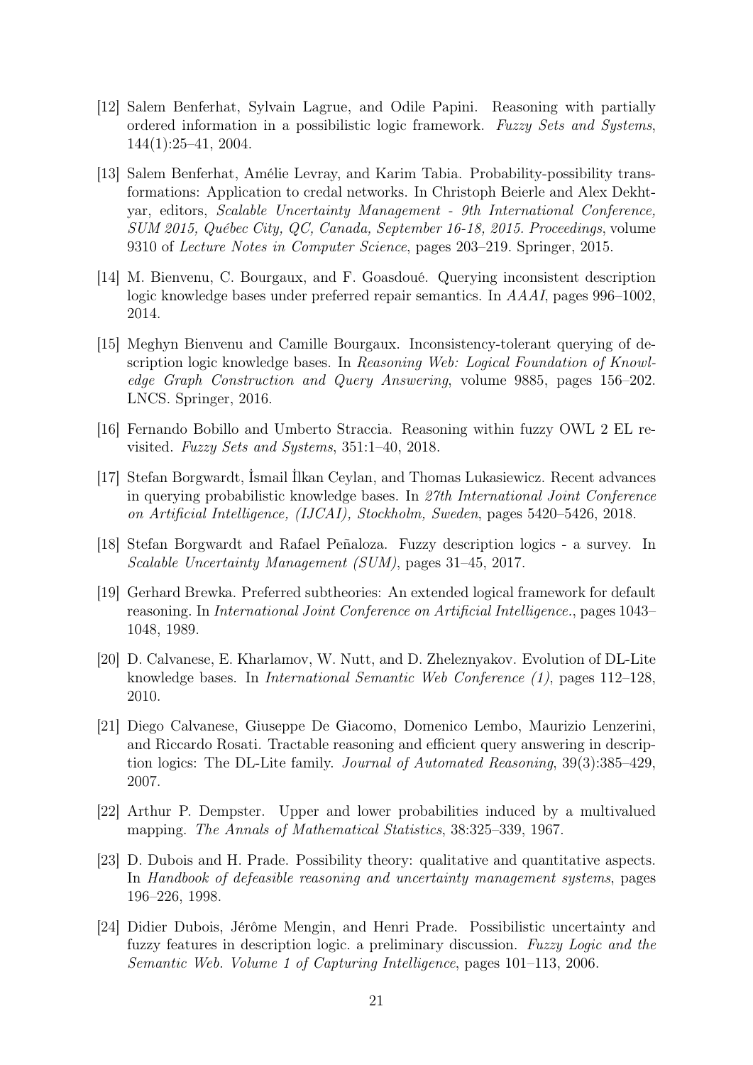[12] Salem Benferhat, Sylvain Lagrue, and Odile Papini. Reasoning with partially ordered information in a possibilistic logic framework. *Fuzzy Sets and Systems*, 144(1):25–41, 2004.

[13] Salem Benferhat, Amélie Levray, and Karim Tabia. Probability-possibility transformations: Application to credal networks. In Christoph Beierle and Alex Dekhtyar, editors, *Scalable Uncertainty Management - 9th International Conference, SUM 2015, Québec City, QC, Canada, September 16-18, 2015. Proceedings*, volume 9310 of *Lecture Notes in Computer Science*, pages 203–219. Springer, 2015.

[14] M. Bienvenu, C. Bourgaux, and F. Goasdoué. Querying inconsistent description logic knowledge bases under preferred repair semantics. In *AAAI*, pages 996–1002, 2014.

[15] Meghyn Bienvenu and Camille Bourgaux. Inconsistency-tolerant querying of description logic knowledge bases. In *Reasoning Web: Logical Foundation of Knowledge Graph Construction and Query Answering*, volume 9885, pages 156–202. LNCS. Springer, 2016.

[16] Fernando Bobillo and Umberto Straccia. Reasoning within fuzzy OWL 2 EL revisited. *Fuzzy Sets and Systems*, 351:1–40, 2018.

[17] Stefan Borgwardt, İsmail İlkan Ceylan, and Thomas Lukasiewicz. Recent advances in querying probabilistic knowledge bases. In *27th International Joint Conference on Artificial Intelligence, (IJCAI), Stockholm, Sweden*, pages 5420–5426, 2018.

[18] Stefan Borgwardt and Rafael Peñaloza. Fuzzy description logics - a survey. In *Scalable Uncertainty Management (SUM)*, pages 31–45, 2017.

[19] Gerhard Brewka. Preferred subtheories: An extended logical framework for default reasoning. In *International Joint Conference on Artificial Intelligence.*, pages 1043–1048, 1989.

[20] D. Calvanese, E. Kharlamov, W. Nutt, and D. Zheleznyakov. Evolution of DL-Lite knowledge bases. In *International Semantic Web Conference (1)*, pages 112–128, 2010.

[21] Diego Calvanese, Giuseppe De Giacomo, Domenico Lembo, Maurizio Lenzerini, and Riccardo Rosati. Tractable reasoning and efficient query answering in description logics: The DL-Lite family. *Journal of Automated Reasoning*, 39(3):385–429, 2007.

[22] Arthur P. Dempster. Upper and lower probabilities induced by a multivalued mapping. *The Annals of Mathematical Statistics*, 38:325–339, 1967.

[23] D. Dubois and H. Prade. Possibility theory: qualitative and quantitative aspects. In *Handbook of defeasible reasoning and uncertainty management systems*, pages 196–226, 1998.

[24] Didier Dubois, Jérôme Mengin, and Henri Prade. Possibilistic uncertainty and fuzzy features in description logic. a preliminary discussion. *Fuzzy Logic and the Semantic Web. Volume 1 of Capturing Intelligence*, pages 101–113, 2006.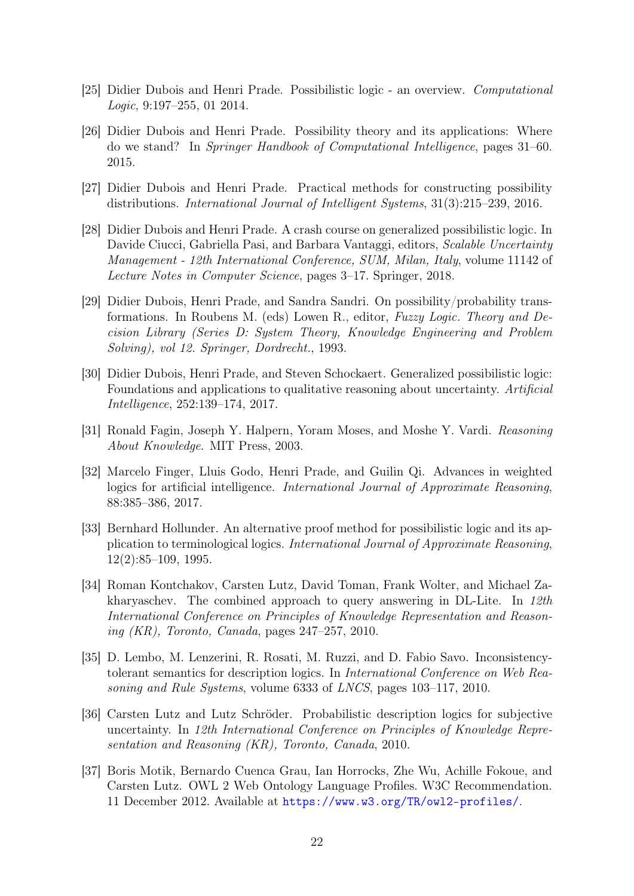[25] Didier Dubois and Henri Prade. Possibilistic logic - an overview. *Computational Logic*, 9:197–255, 01 2014.

[26] Didier Dubois and Henri Prade. Possibility theory and its applications: Where do we stand? In *Springer Handbook of Computational Intelligence*, pages 31–60. 2015.

[27] Didier Dubois and Henri Prade. Practical methods for constructing possibility distributions. *International Journal of Intelligent Systems*, 31(3):215–239, 2016.

[28] Didier Dubois and Henri Prade. A crash course on generalized possibilistic logic. In Davide Ciucci, Gabriella Pasi, and Barbara Vantaggi, editors, *Scalable Uncertainty Management - 12th International Conference, SUM, Milan, Italy*, volume 11142 of *Lecture Notes in Computer Science*, pages 3–17. Springer, 2018.

[29] Didier Dubois, Henri Prade, and Sandra Sandri. On possibility/probability transformations. In Roubens M. (eds) Lowen R., editor, *Fuzzy Logic. Theory and Decision Library (Series D: System Theory, Knowledge Engineering and Problem Solving), vol 12. Springer, Dordrecht.*, 1993.

[30] Didier Dubois, Henri Prade, and Steven Schockaert. Generalized possibilistic logic: Foundations and applications to qualitative reasoning about uncertainty. *Artificial Intelligence*, 252:139–174, 2017.

[31] Ronald Fagin, Joseph Y. Halpern, Yoram Moses, and Moshe Y. Vardi. *Reasoning About Knowledge*. MIT Press, 2003.

[32] Marcelo Finger, Lluis Godo, Henri Prade, and Guilin Qi. Advances in weighted logics for artificial intelligence. *International Journal of Approximate Reasoning*, 88:385–386, 2017.

[33] Bernhard Hollunder. An alternative proof method for possibilistic logic and its application to terminological logics. *International Journal of Approximate Reasoning*, 12(2):85–109, 1995.

[34] Roman Kontchakov, Carsten Lutz, David Toman, Frank Wolter, and Michael Zakharyaschev. The combined approach to query answering in DL-Lite. In *12th International Conference on Principles of Knowledge Representation and Reasoning (KR), Toronto, Canada*, pages 247–257, 2010.

[35] D. Lembo, M. Lenzerini, R. Rosati, M. Ruzzi, and D. Fabio Savo. Inconsistency-tolerant semantics for description logics. In *International Conference on Web Reasoning and Rule Systems*, volume 6333 of *LNCS*, pages 103–117, 2010.

[36] Carsten Lutz and Lutz Schröder. Probabilistic description logics for subjective uncertainty. In *12th International Conference on Principles of Knowledge Representation and Reasoning (KR), Toronto, Canada*, 2010.

[37] Boris Motik, Bernardo Cuenca Grau, Ian Horrocks, Zhe Wu, Achille Fokoue, and Carsten Lutz. OWL 2 Web Ontology Language Profiles. W3C Recommendation. 11 December 2012. Available at https://www.w3.org/TR/owl2-profiles/.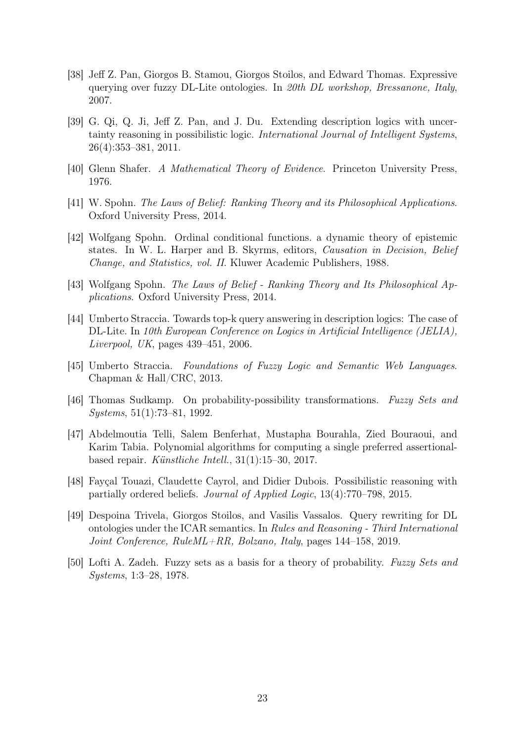- [38] Jeff Z. Pan, Giorgos B. Stamou, Giorgos Stoilos, and Edward Thomas. Expressive querying over fuzzy DL-Lite ontologies. In *20th DL workshop, Bressanone, Italy*, 2007.

- [39] G. Qi, Q. Ji, Jeff Z. Pan, and J. Du. Extending description logics with uncertainty reasoning in possibilistic logic. *International Journal of Intelligent Systems*, 26(4):353–381, 2011.

- [40] Glenn Shafer. *A Mathematical Theory of Evidence*. Princeton University Press, 1976.

- [41] W. Spohn. *The Laws of Belief: Ranking Theory and its Philosophical Applications*. Oxford University Press, 2014.

- [42] Wolfgang Spohn. Ordinal conditional functions. a dynamic theory of epistemic states. In W. L. Harper and B. Skyrms, editors, *Causation in Decision, Belief Change, and Statistics, vol. II*. Kluwer Academic Publishers, 1988.

- [43] Wolfgang Spohn. *The Laws of Belief - Ranking Theory and Its Philosophical Applications*. Oxford University Press, 2014.

- [44] Umberto Straccia. Towards top-k query answering in description logics: The case of DL-Lite. In *10th European Conference on Logics in Artificial Intelligence (JELIA), Liverpool, UK*, pages 439–451, 2006.

- [45] Umberto Straccia. *Foundations of Fuzzy Logic and Semantic Web Languages*. Chapman & Hall/CRC, 2013.

- [46] Thomas Sudkamp. On probability-possibility transformations. *Fuzzy Sets and Systems*, 51(1):73–81, 1992.

- [47] Abdelmoutia Telli, Salem Benferhat, Mustapha Bourahla, Zied Bouraoui, and Karim Tabia. Polynomial algorithms for computing a single preferred assertional-based repair. *Künstliche Intell.*, 31(1):15–30, 2017.

- [48] Fayçal Touazi, Claudette Cayrol, and Didier Dubois. Possibilistic reasoning with partially ordered beliefs. *Journal of Applied Logic*, 13(4):770–798, 2015.

- [49] Despoina Trivela, Giorgos Stoilos, and Vasilis Vassalos. Query rewriting for DL ontologies under the ICAR semantics. In *Rules and Reasoning - Third International Joint Conference, RuleML+RR, Bolzano, Italy*, pages 144–158, 2019.

- [50] Lofti A. Zadeh. Fuzzy sets as a basis for a theory of probability. *Fuzzy Sets and Systems*, 1:3–28, 1978.